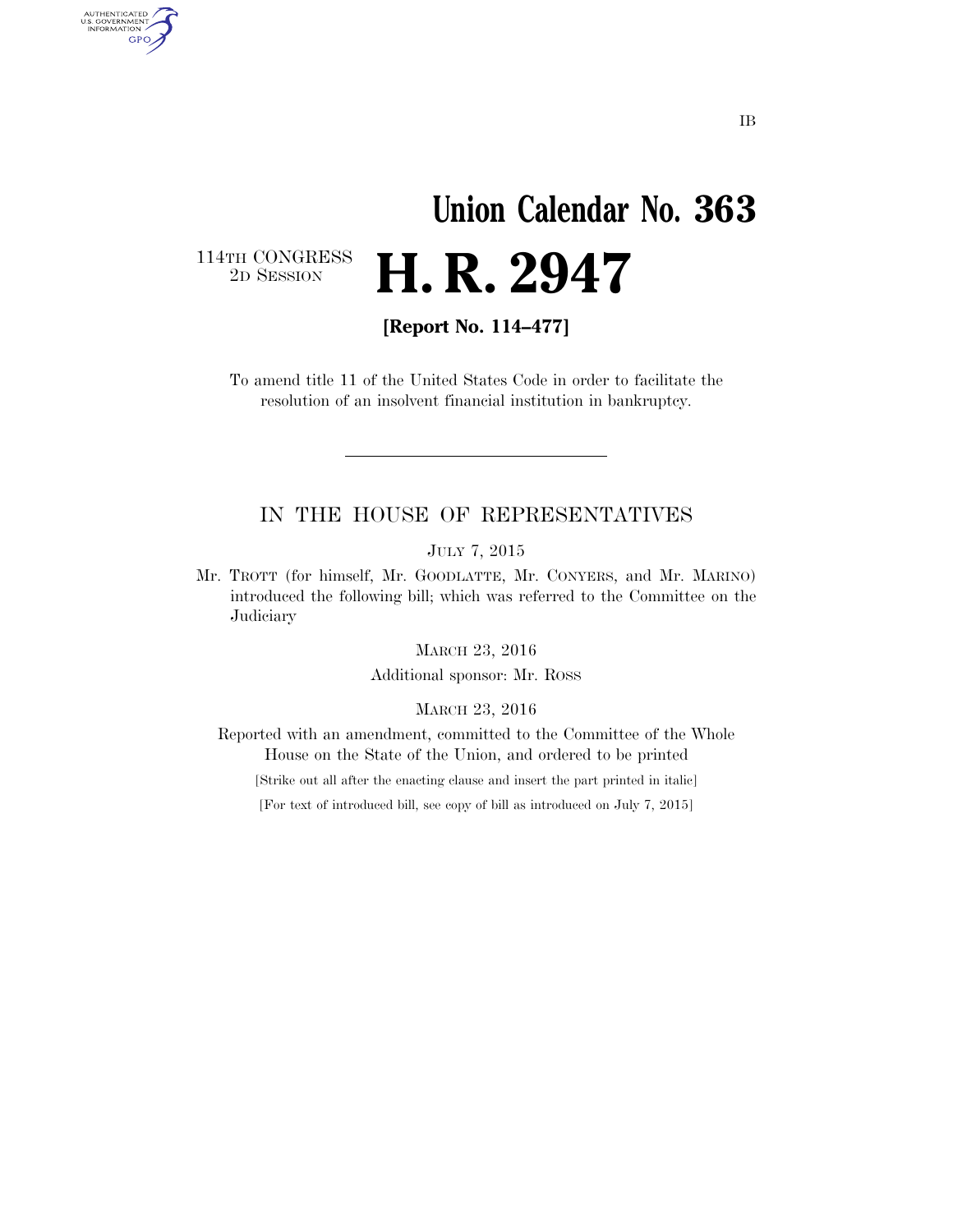IB

# Union Calendar No. 363

114TH CONGRESS
2D SESSION

# H. R. 2947

**[Report No. 114–477]**

To amend title 11 of the United States Code in order to facilitate the resolution of an insolvent financial institution in bankruptcy.

---

## IN THE HOUSE OF REPRESENTATIVES

JULY 7, 2015

Mr. TROTT (for himself, Mr. GOODLATTE, Mr. CONYERS, and Mr. MARINO) introduced the following bill; which was referred to the Committee on the Judiciary

MARCH 23, 2016

Additional sponsor: Mr. ROSS

MARCH 23, 2016

Reported with an amendment, committed to the Committee of the Whole House on the State of the Union, and ordered to be printed

[Strike out all after the enacting clause and insert the part printed in italic]

[For text of introduced bill, see copy of bill as introduced on July 7, 2015]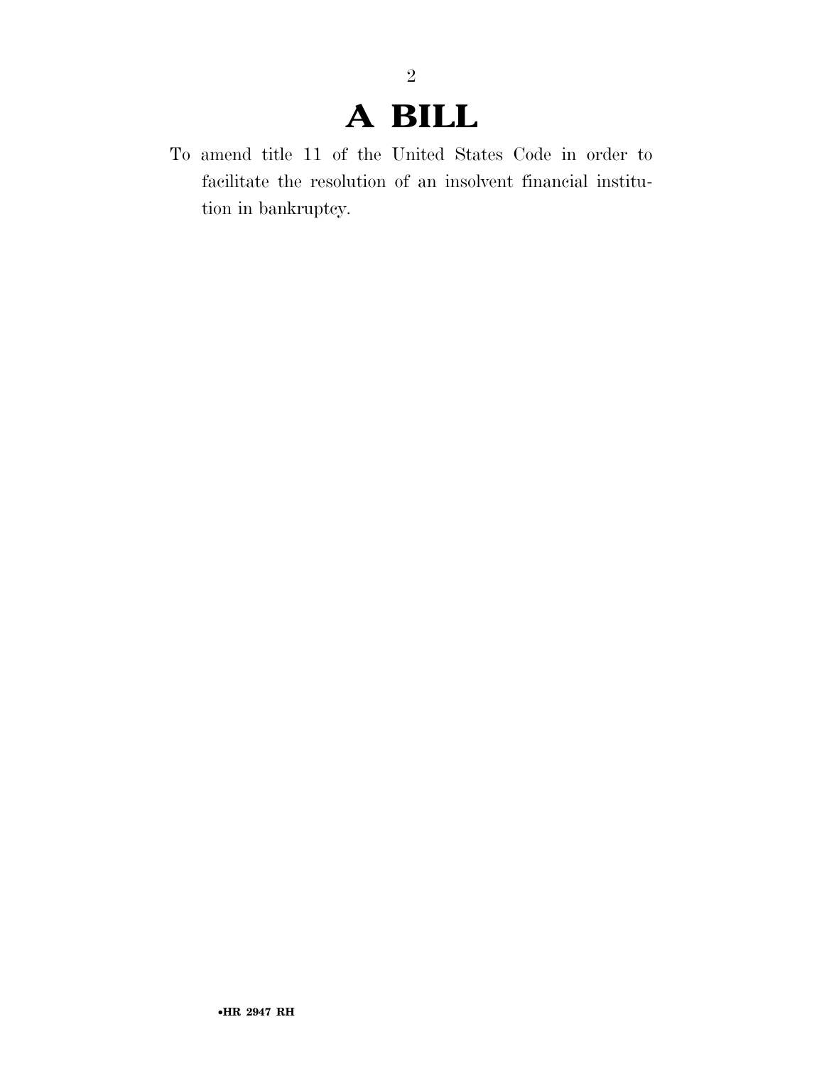# A BILL

To amend title 11 of the United States Code in order to facilitate the resolution of an insolvent financial institution in bankruptcy.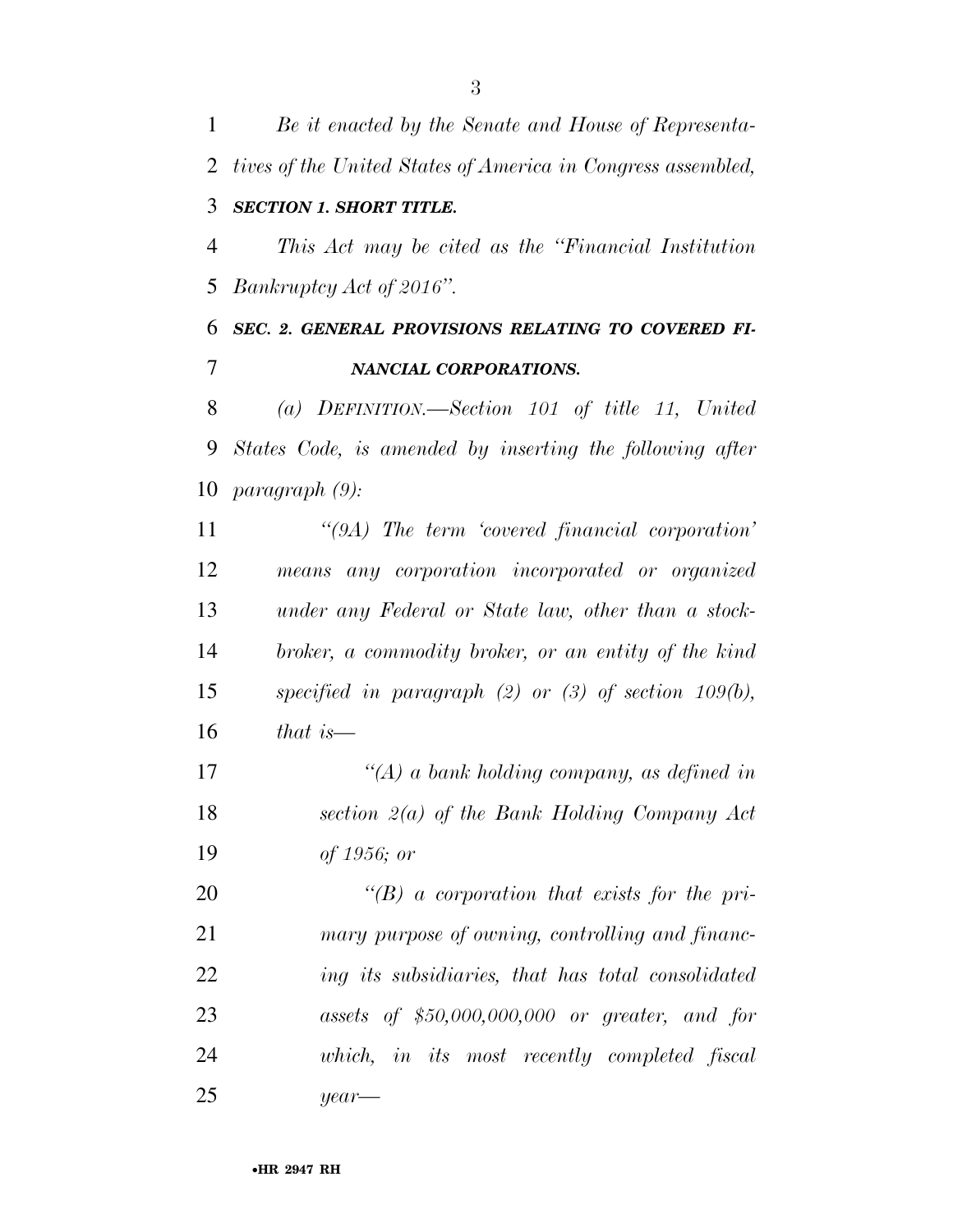*Be it enacted by the Senate and House of Representatives of the United States of America in Congress assembled,*

***SECTION 1. SHORT TITLE.***

*This Act may be cited as the "Financial Institution Bankruptcy Act of 2016".*

***SEC. 2. GENERAL PROVISIONS RELATING TO COVERED FINANCIAL CORPORATIONS.***

*(a) DEFINITION.—Section 101 of title 11, United States Code, is amended by inserting the following after paragraph (9):*

*"(9A) The term 'covered financial corporation' means any corporation incorporated or organized under any Federal or State law, other than a stockbroker, a commodity broker, or an entity of the kind specified in paragraph (2) or (3) of section 109(b), that is—*

*"(A) a bank holding company, as defined in section 2(a) of the Bank Holding Company Act of 1956; or*

*"(B) a corporation that exists for the primary purpose of owning, controlling and financing its subsidiaries, that has total consolidated assets of $50,000,000,000 or greater, and for which, in its most recently completed fiscal year—*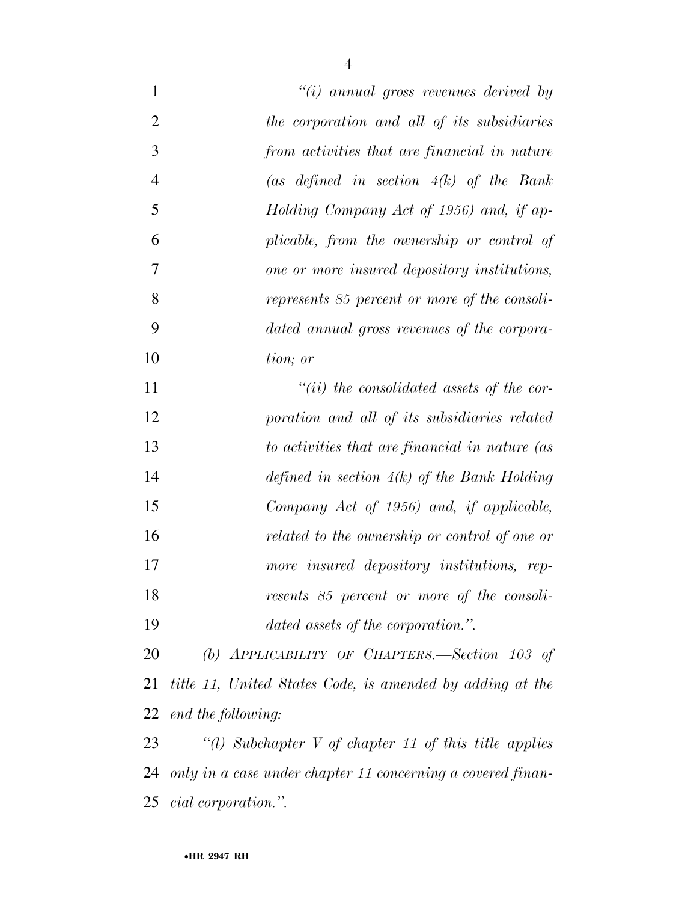*"(i) annual gross revenues derived by the corporation and all of its subsidiaries from activities that are financial in nature (as defined in section 4(k) of the Bank Holding Company Act of 1956) and, if applicable, from the ownership or control of one or more insured depository institutions, represents 85 percent or more of the consolidated annual gross revenues of the corporation; or*

*"(ii) the consolidated assets of the corporation and all of its subsidiaries related to activities that are financial in nature (as defined in section 4(k) of the Bank Holding Company Act of 1956) and, if applicable, related to the ownership or control of one or more insured depository institutions, represents 85 percent or more of the consolidated assets of the corporation.".*

*(b) APPLICABILITY OF CHAPTERS.—Section 103 of title 11, United States Code, is amended by adding at the end the following:*

*"(l) Subchapter V of chapter 11 of this title applies only in a case under chapter 11 concerning a covered financial corporation.".*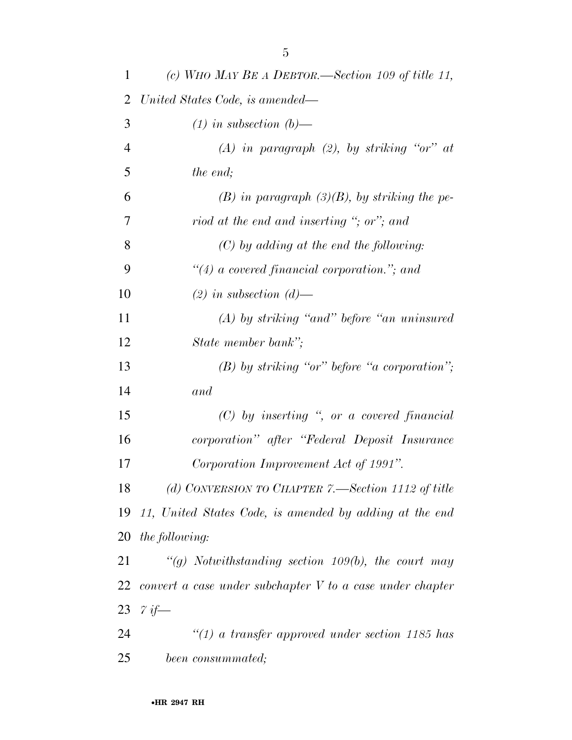*(c) WHO MAY BE A DEBTOR.—Section 109 of title 11, United States Code, is amended—*

*(1) in subsection (b)—*

*(A) in paragraph (2), by striking "or" at the end;*

*(B) in paragraph (3)(B), by striking the period at the end and inserting "; or"; and*

*(C) by adding at the end the following:*

*"(4) a covered financial corporation."; and*

*(2) in subsection (d)—*

*(A) by striking "and" before "an uninsured State member bank";*

*(B) by striking "or" before "a corporation"; and*

*(C) by inserting ", or a covered financial corporation" after "Federal Deposit Insurance Corporation Improvement Act of 1991".*

*(d) CONVERSION TO CHAPTER 7.—Section 1112 of title 11, United States Code, is amended by adding at the end the following:*

*"(g) Notwithstanding section 109(b), the court may convert a case under subchapter V to a case under chapter 7 if—*

*"(1) a transfer approved under section 1185 has been consummated;*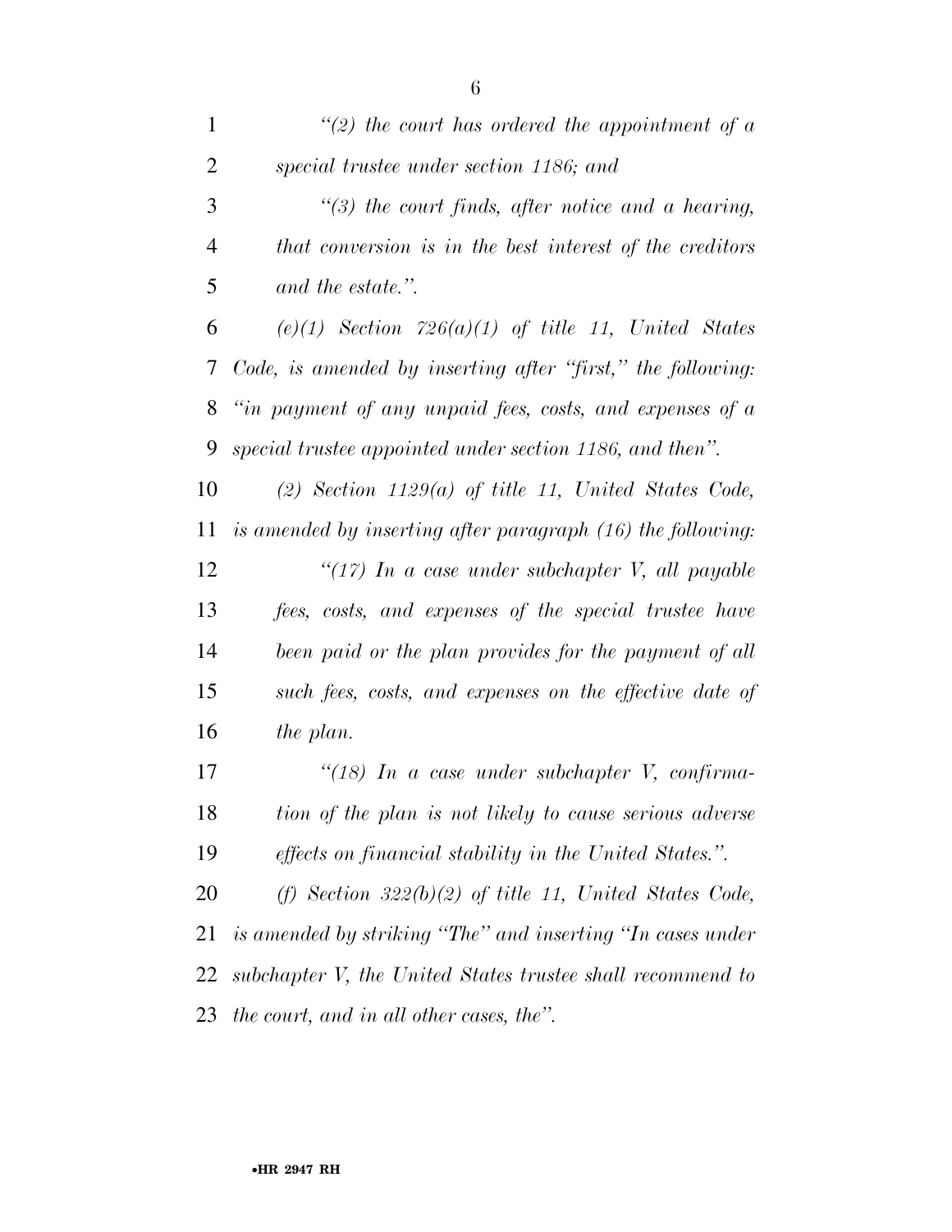*"(2) the court has ordered the appointment of a special trustee under section 1186; and*

*"(3) the court finds, after notice and a hearing, that conversion is in the best interest of the creditors and the estate.".*

*(e)(1) Section 726(a)(1) of title 11, United States Code, is amended by inserting after "first," the following: "in payment of any unpaid fees, costs, and expenses of a special trustee appointed under section 1186, and then".*

*(2) Section 1129(a) of title 11, United States Code, is amended by inserting after paragraph (16) the following:*

*"(17) In a case under subchapter V, all payable fees, costs, and expenses of the special trustee have been paid or the plan provides for the payment of all such fees, costs, and expenses on the effective date of the plan.*

*"(18) In a case under subchapter V, confirmation of the plan is not likely to cause serious adverse effects on financial stability in the United States.".*

*(f) Section 322(b)(2) of title 11, United States Code, is amended by striking "The" and inserting "In cases under subchapter V, the United States trustee shall recommend to the court, and in all other cases, the".*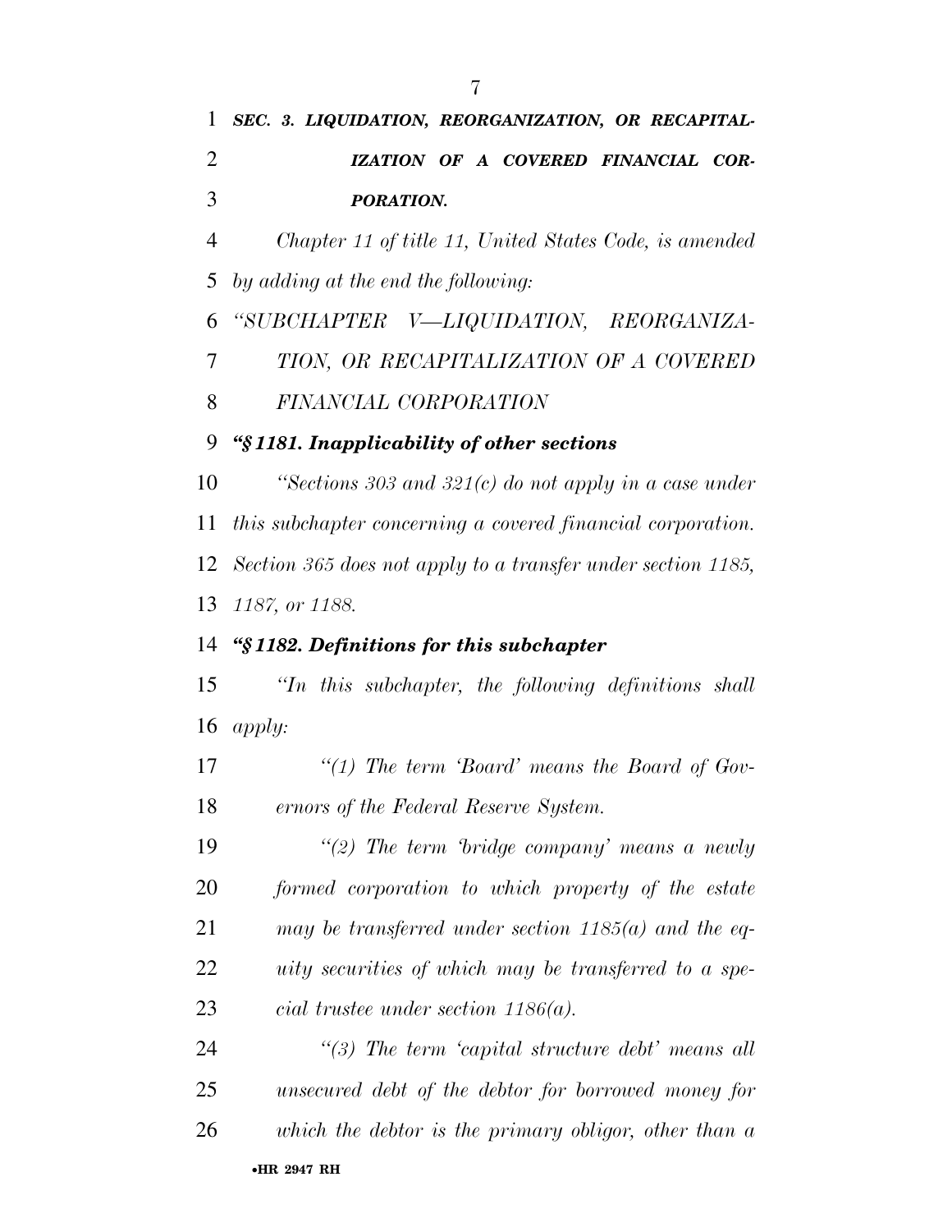***SEC. 3. LIQUIDATION, REORGANIZATION, OR RECAPITALIZATION OF A COVERED FINANCIAL CORPORATION.***

*Chapter 11 of title 11, United States Code, is amended by adding at the end the following:*

*"SUBCHAPTER V—LIQUIDATION, REORGANIZATION, OR RECAPITALIZATION OF A COVERED FINANCIAL CORPORATION*

***"§ 1181. Inapplicability of other sections***

*"Sections 303 and 321(c) do not apply in a case under this subchapter concerning a covered financial corporation. Section 365 does not apply to a transfer under section 1185, 1187, or 1188.*

***"§ 1182. Definitions for this subchapter***

*"In this subchapter, the following definitions shall apply:*

*"(1) The term 'Board' means the Board of Governors of the Federal Reserve System.*

*"(2) The term 'bridge company' means a newly formed corporation to which property of the estate may be transferred under section 1185(a) and the equity securities of which may be transferred to a special trustee under section 1186(a).*

*"(3) The term 'capital structure debt' means all unsecured debt of the debtor for borrowed money for which the debtor is the primary obligor, other than a*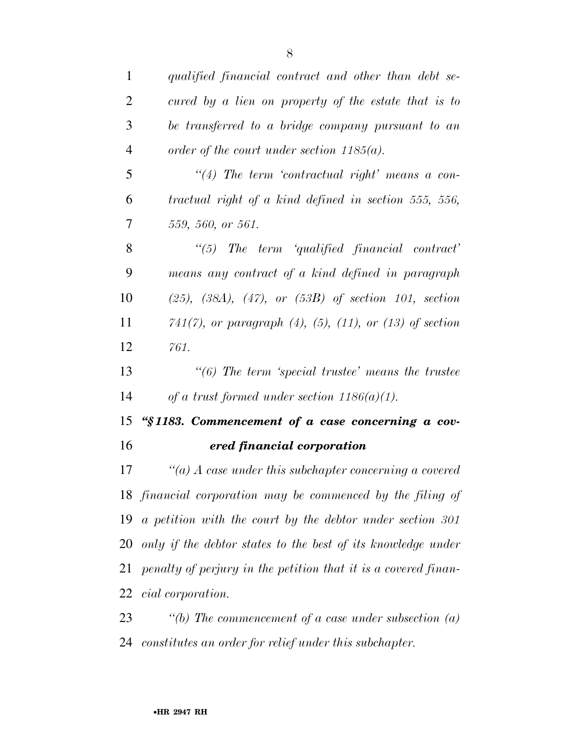*qualified financial contract and other than debt secured by a lien on property of the estate that is to be transferred to a bridge company pursuant to an order of the court under section 1185(a).*

*“(4) The term ‘contractual right’ means a contractual right of a kind defined in section 555, 556, 559, 560, or 561.*

*“(5) The term ‘qualified financial contract’ means any contract of a kind defined in paragraph (25), (38A), (47), or (53B) of section 101, section 741(7), or paragraph (4), (5), (11), or (13) of section 761.*

*“(6) The term ‘special trustee’ means the trustee of a trust formed under section 1186(a)(1).*

### *“§ 1183. Commencement of a case concerning a covered financial corporation*

*“(a) A case under this subchapter concerning a covered financial corporation may be commenced by the filing of a petition with the court by the debtor under section 301 only if the debtor states to the best of its knowledge under penalty of perjury in the petition that it is a covered financial corporation.*

*“(b) The commencement of a case under subsection (a) constitutes an order for relief under this subchapter.*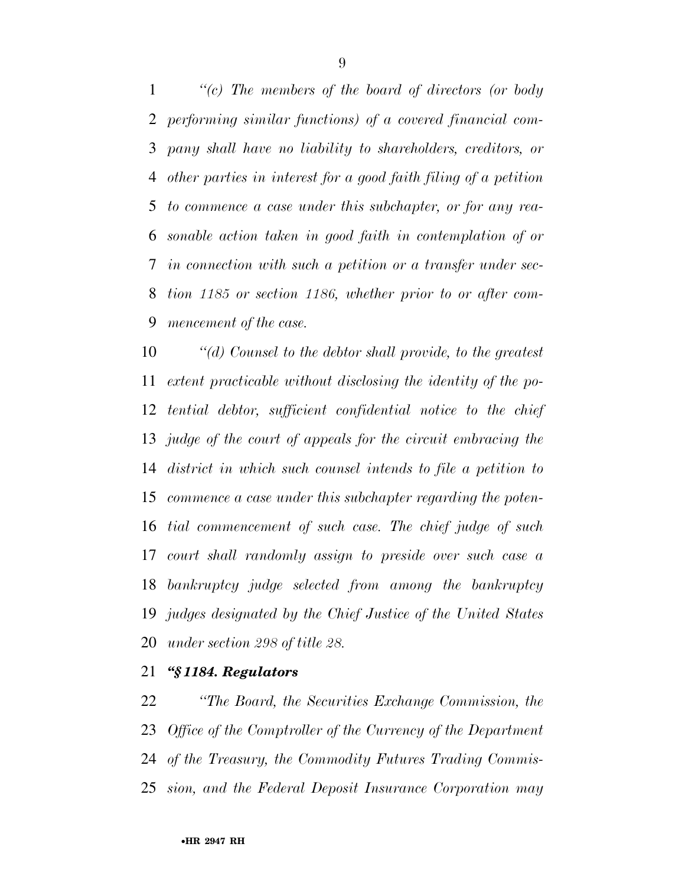*"(c) The members of the board of directors (or body performing similar functions) of a covered financial company shall have no liability to shareholders, creditors, or other parties in interest for a good faith filing of a petition to commence a case under this subchapter, or for any reasonable action taken in good faith in contemplation of or in connection with such a petition or a transfer under section 1185 or section 1186, whether prior to or after commencement of the case.*

*"(d) Counsel to the debtor shall provide, to the greatest extent practicable without disclosing the identity of the potential debtor, sufficient confidential notice to the chief judge of the court of appeals for the circuit embracing the district in which such counsel intends to file a petition to commence a case under this subchapter regarding the potential commencement of such case. The chief judge of such court shall randomly assign to preside over such case a bankruptcy judge selected from among the bankruptcy judges designated by the Chief Justice of the United States under section 298 of title 28.*

***"§ 1184. Regulators***

*"The Board, the Securities Exchange Commission, the Office of the Comptroller of the Currency of the Department of the Treasury, the Commodity Futures Trading Commission, and the Federal Deposit Insurance Corporation may*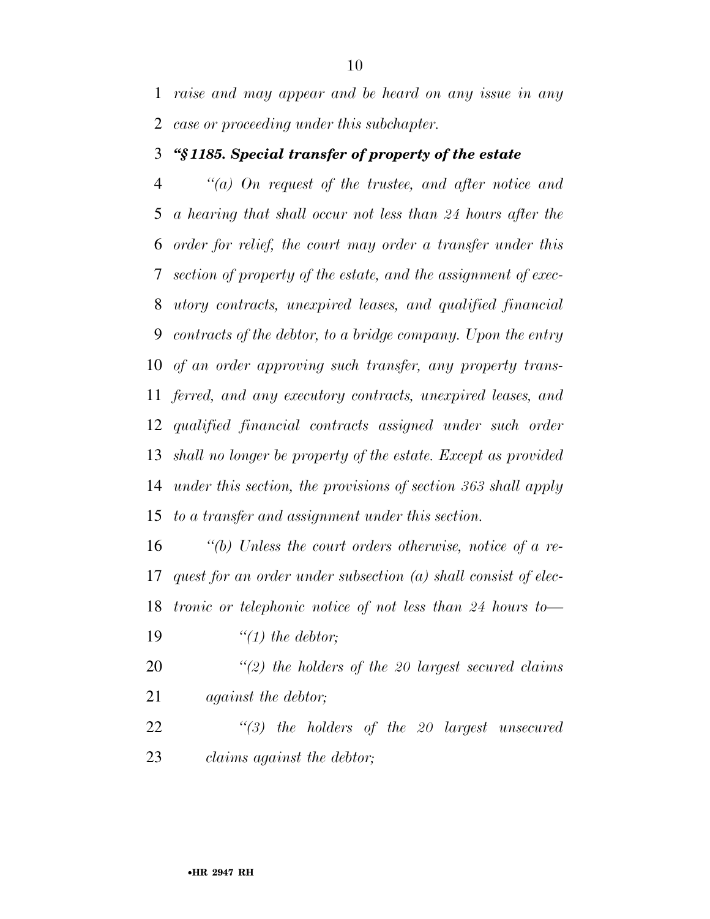*raise and may appear and be heard on any issue in any case or proceeding under this subchapter.*

***"§ 1185. Special transfer of property of the estate***

*"(a) On request of the trustee, and after notice and a hearing that shall occur not less than 24 hours after the order for relief, the court may order a transfer under this section of property of the estate, and the assignment of executory contracts, unexpired leases, and qualified financial contracts of the debtor, to a bridge company. Upon the entry of an order approving such transfer, any property transferred, and any executory contracts, unexpired leases, and qualified financial contracts assigned under such order shall no longer be property of the estate. Except as provided under this section, the provisions of section 363 shall apply to a transfer and assignment under this section.*

*"(b) Unless the court orders otherwise, notice of a request for an order under subsection (a) shall consist of electronic or telephonic notice of not less than 24 hours to—*

*"(1) the debtor;*

*"(2) the holders of the 20 largest secured claims against the debtor;*

*"(3) the holders of the 20 largest unsecured claims against the debtor;*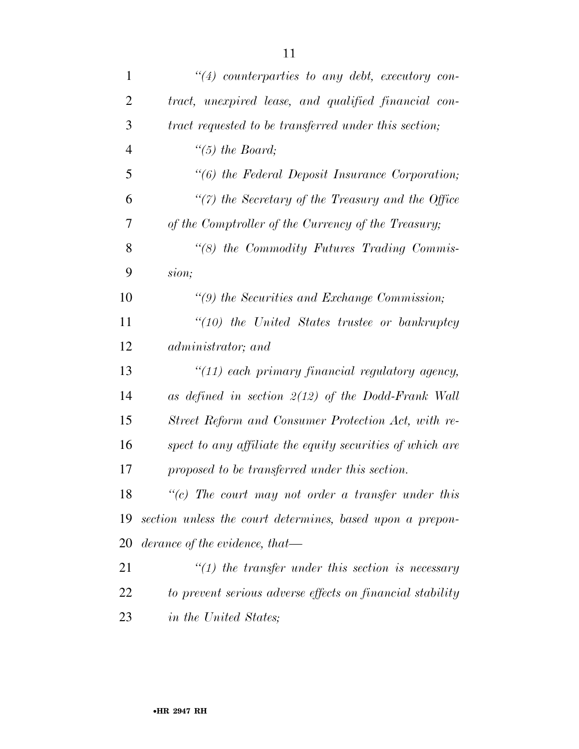*"(4) counterparties to any debt, executory contract, unexpired lease, and qualified financial contract requested to be transferred under this section;*

*"(5) the Board;*

*"(6) the Federal Deposit Insurance Corporation;*

*"(7) the Secretary of the Treasury and the Office of the Comptroller of the Currency of the Treasury;*

*"(8) the Commodity Futures Trading Commission;*

*"(9) the Securities and Exchange Commission;*

*"(10) the United States trustee or bankruptcy administrator; and*

*"(11) each primary financial regulatory agency, as defined in section 2(12) of the Dodd-Frank Wall Street Reform and Consumer Protection Act, with respect to any affiliate the equity securities of which are proposed to be transferred under this section.*

*"(c) The court may not order a transfer under this section unless the court determines, based upon a preponderance of the evidence, that—*

*"(1) the transfer under this section is necessary to prevent serious adverse effects on financial stability in the United States;*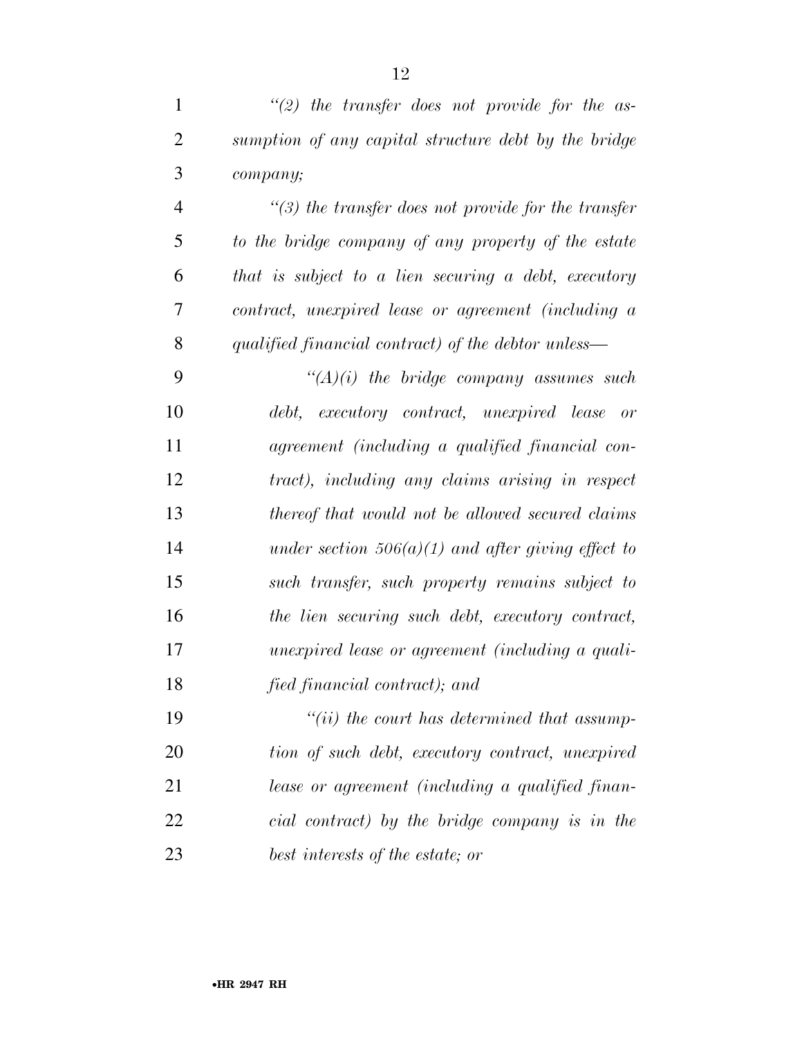*"(2) the transfer does not provide for the assumption of any capital structure debt by the bridge company;*

*"(3) the transfer does not provide for the transfer to the bridge company of any property of the estate that is subject to a lien securing a debt, executory contract, unexpired lease or agreement (including a qualified financial contract) of the debtor unless—*

*"(A)(i) the bridge company assumes such debt, executory contract, unexpired lease or agreement (including a qualified financial contract), including any claims arising in respect thereof that would not be allowed secured claims under section 506(a)(1) and after giving effect to such transfer, such property remains subject to the lien securing such debt, executory contract, unexpired lease or agreement (including a qualified financial contract); and*

*"(ii) the court has determined that assumption of such debt, executory contract, unexpired lease or agreement (including a qualified financial contract) by the bridge company is in the best interests of the estate; or*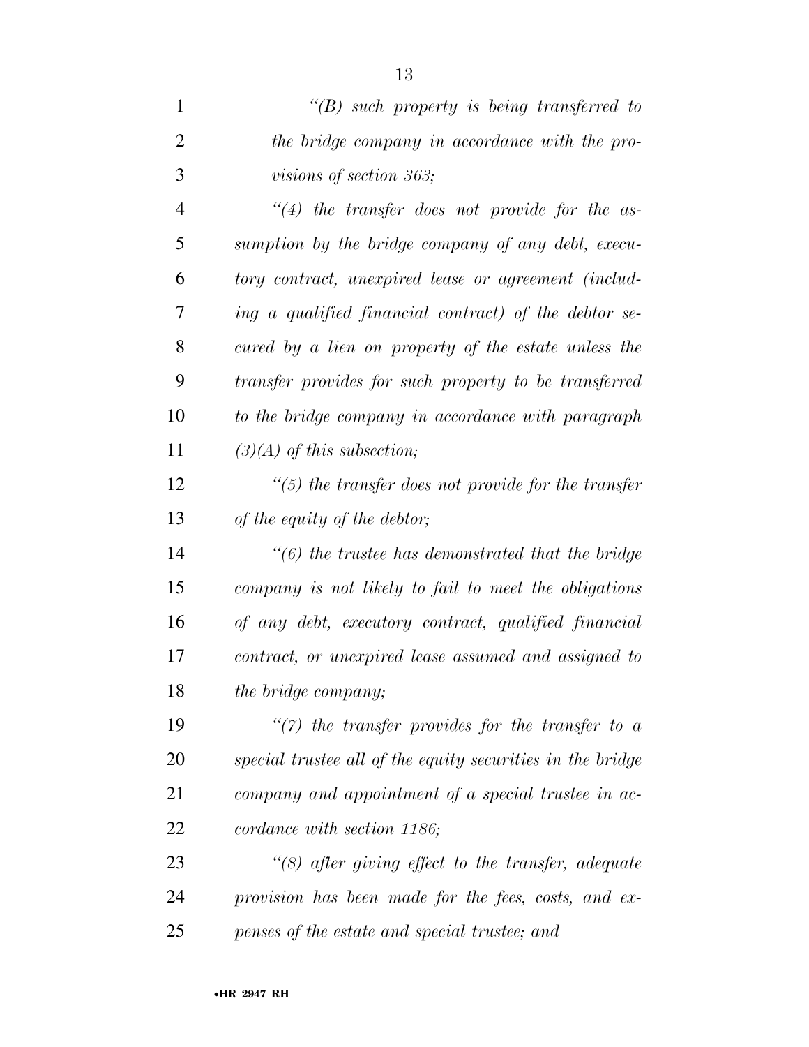*"(B) such property is being transferred to the bridge company in accordance with the provisions of section 363;*

*"(4) the transfer does not provide for the assumption by the bridge company of any debt, executory contract, unexpired lease or agreement (including a qualified financial contract) of the debtor secured by a lien on property of the estate unless the transfer provides for such property to be transferred to the bridge company in accordance with paragraph (3)(A) of this subsection;*

*"(5) the transfer does not provide for the transfer of the equity of the debtor;*

*"(6) the trustee has demonstrated that the bridge company is not likely to fail to meet the obligations of any debt, executory contract, qualified financial contract, or unexpired lease assumed and assigned to the bridge company;*

*"(7) the transfer provides for the transfer to a special trustee all of the equity securities in the bridge company and appointment of a special trustee in accordance with section 1186;*

*"(8) after giving effect to the transfer, adequate provision has been made for the fees, costs, and expenses of the estate and special trustee; and*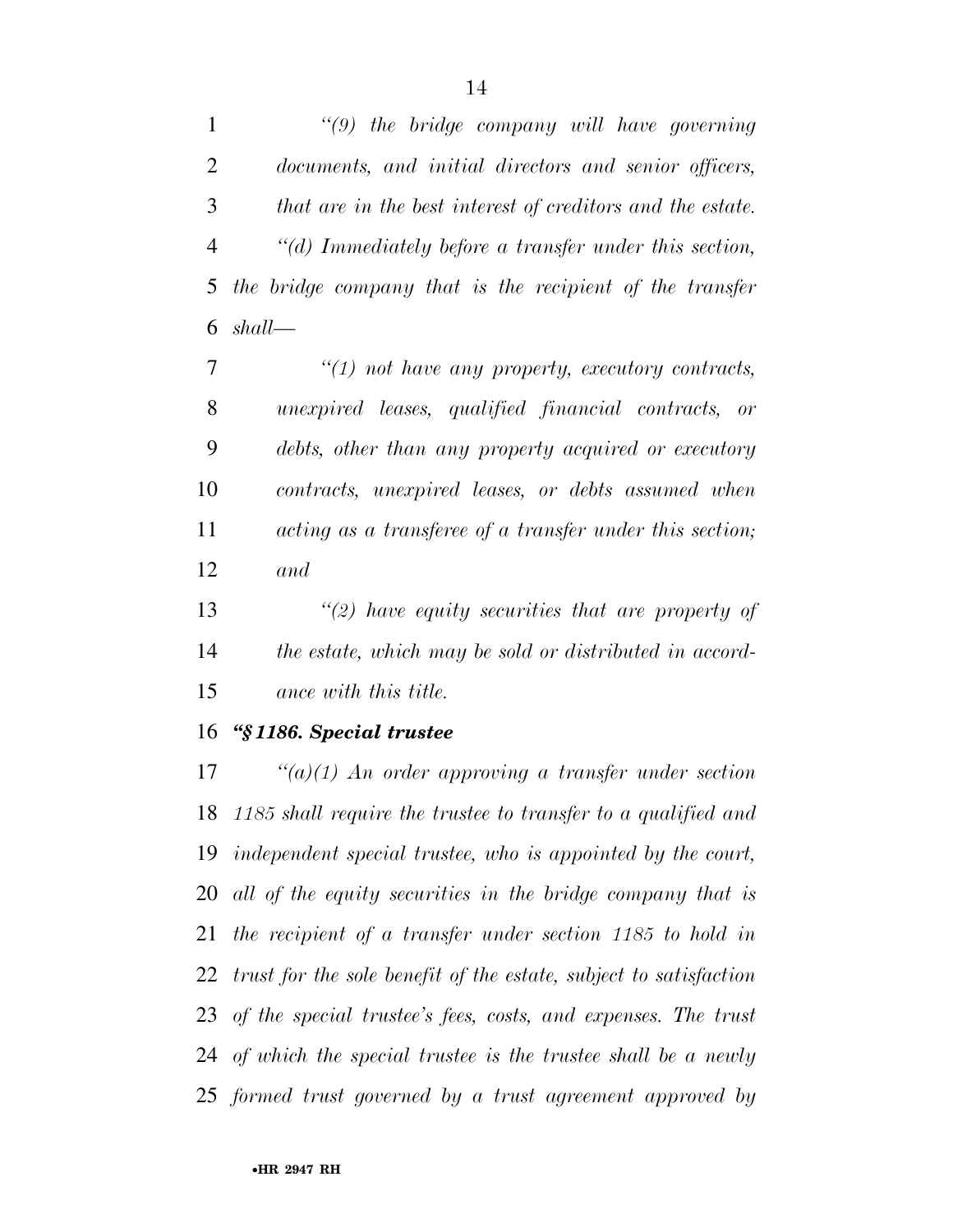*"(9) the bridge company will have governing documents, and initial directors and senior officers, that are in the best interest of creditors and the estate.*

*"(d) Immediately before a transfer under this section, the bridge company that is the recipient of the transfer shall—*

*"(1) not have any property, executory contracts, unexpired leases, qualified financial contracts, or debts, other than any property acquired or executory contracts, unexpired leases, or debts assumed when acting as a transferee of a transfer under this section; and*

*"(2) have equity securities that are property of the estate, which may be sold or distributed in accordance with this title.*

***"§ 1186. Special trustee***

*"(a)(1) An order approving a transfer under section 1185 shall require the trustee to transfer to a qualified and independent special trustee, who is appointed by the court, all of the equity securities in the bridge company that is the recipient of a transfer under section 1185 to hold in trust for the sole benefit of the estate, subject to satisfaction of the special trustee's fees, costs, and expenses. The trust of which the special trustee is the trustee shall be a newly formed trust governed by a trust agreement approved by*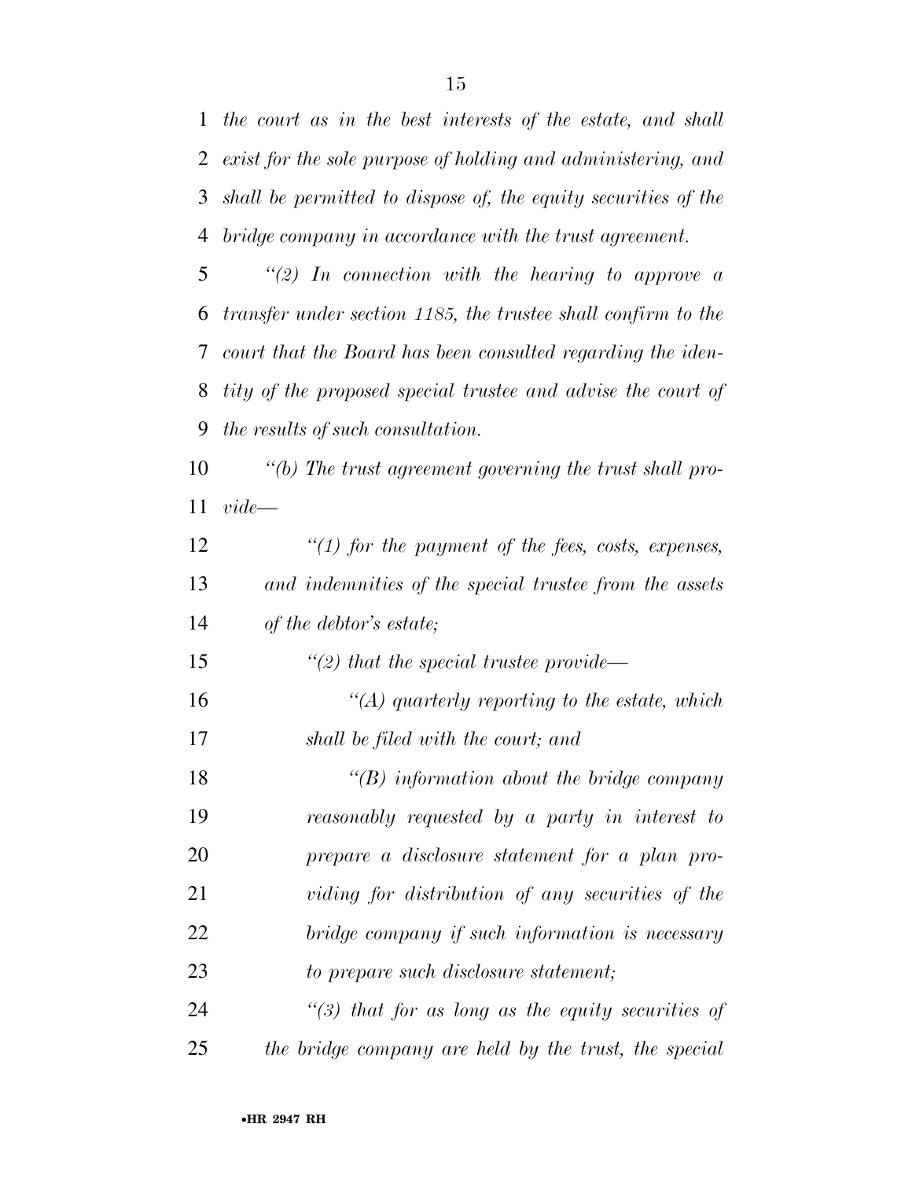*the court as in the best interests of the estate, and shall exist for the sole purpose of holding and administering, and shall be permitted to dispose of, the equity securities of the bridge company in accordance with the trust agreement.*

*"(2) In connection with the hearing to approve a transfer under section 1185, the trustee shall confirm to the court that the Board has been consulted regarding the identity of the proposed special trustee and advise the court of the results of such consultation.*

*"(b) The trust agreement governing the trust shall provide—*

*"(1) for the payment of the fees, costs, expenses, and indemnities of the special trustee from the assets of the debtor's estate;*

*"(2) that the special trustee provide—*

*"(A) quarterly reporting to the estate, which shall be filed with the court; and*

*"(B) information about the bridge company reasonably requested by a party in interest to prepare a disclosure statement for a plan providing for distribution of any securities of the bridge company if such information is necessary to prepare such disclosure statement;*

*"(3) that for as long as the equity securities of the bridge company are held by the trust, the special*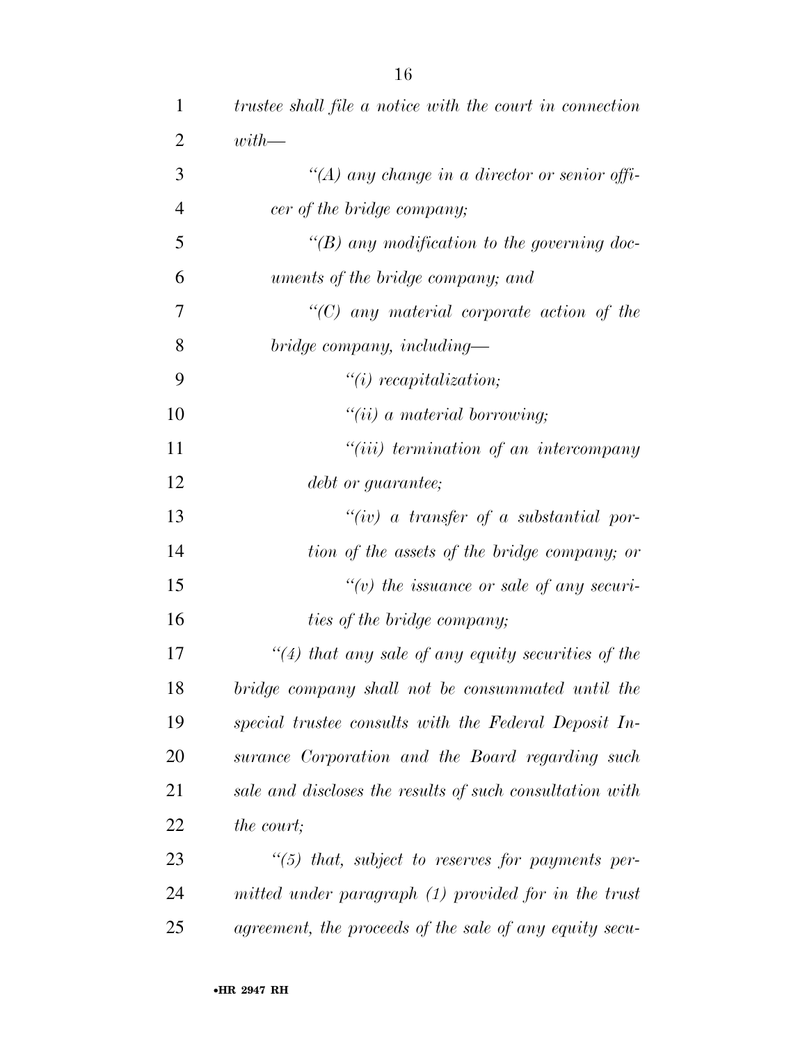*trustee shall file a notice with the court in connection with—*

*"(A) any change in a director or senior officer of the bridge company;*

*"(B) any modification to the governing documents of the bridge company; and*

*"(C) any material corporate action of the bridge company, including—*

*"(i) recapitalization;*

*"(ii) a material borrowing;*

*"(iii) termination of an intercompany debt or guarantee;*

*"(iv) a transfer of a substantial portion of the assets of the bridge company; or*

*"(v) the issuance or sale of any securities of the bridge company;*

*"(4) that any sale of any equity securities of the bridge company shall not be consummated until the special trustee consults with the Federal Deposit Insurance Corporation and the Board regarding such sale and discloses the results of such consultation with the court;*

*"(5) that, subject to reserves for payments permitted under paragraph (1) provided for in the trust agreement, the proceeds of the sale of any equity secu-*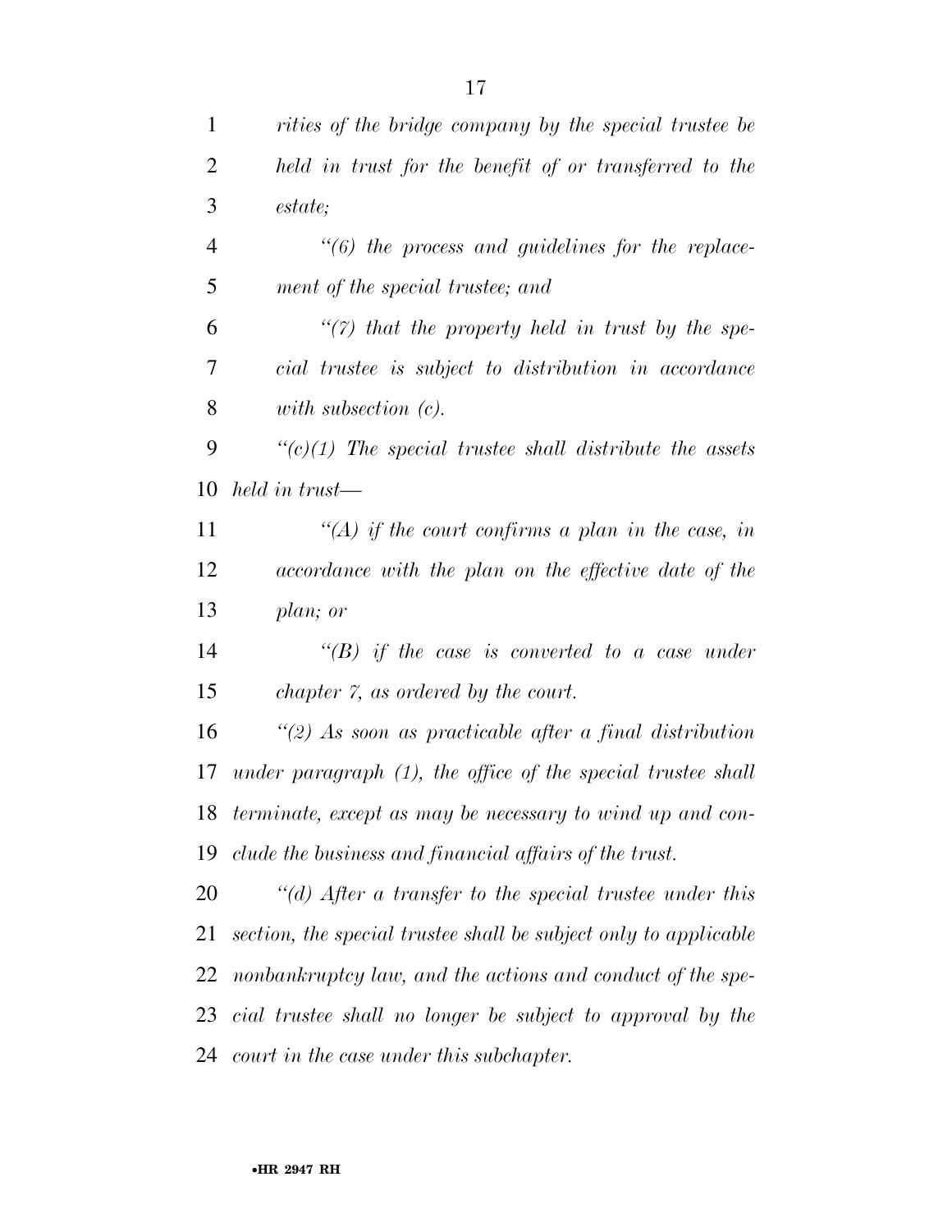*rities of the bridge company by the special trustee be held in trust for the benefit of or transferred to the estate;*

*"(6) the process and guidelines for the replacement of the special trustee; and*

*"(7) that the property held in trust by the special trustee is subject to distribution in accordance with subsection (c).*

*"(c)(1) The special trustee shall distribute the assets held in trust—*

*"(A) if the court confirms a plan in the case, in accordance with the plan on the effective date of the plan; or*

*"(B) if the case is converted to a case under chapter 7, as ordered by the court.*

*"(2) As soon as practicable after a final distribution under paragraph (1), the office of the special trustee shall terminate, except as may be necessary to wind up and conclude the business and financial affairs of the trust.*

*"(d) After a transfer to the special trustee under this section, the special trustee shall be subject only to applicable nonbankruptcy law, and the actions and conduct of the special trustee shall no longer be subject to approval by the court in the case under this subchapter.*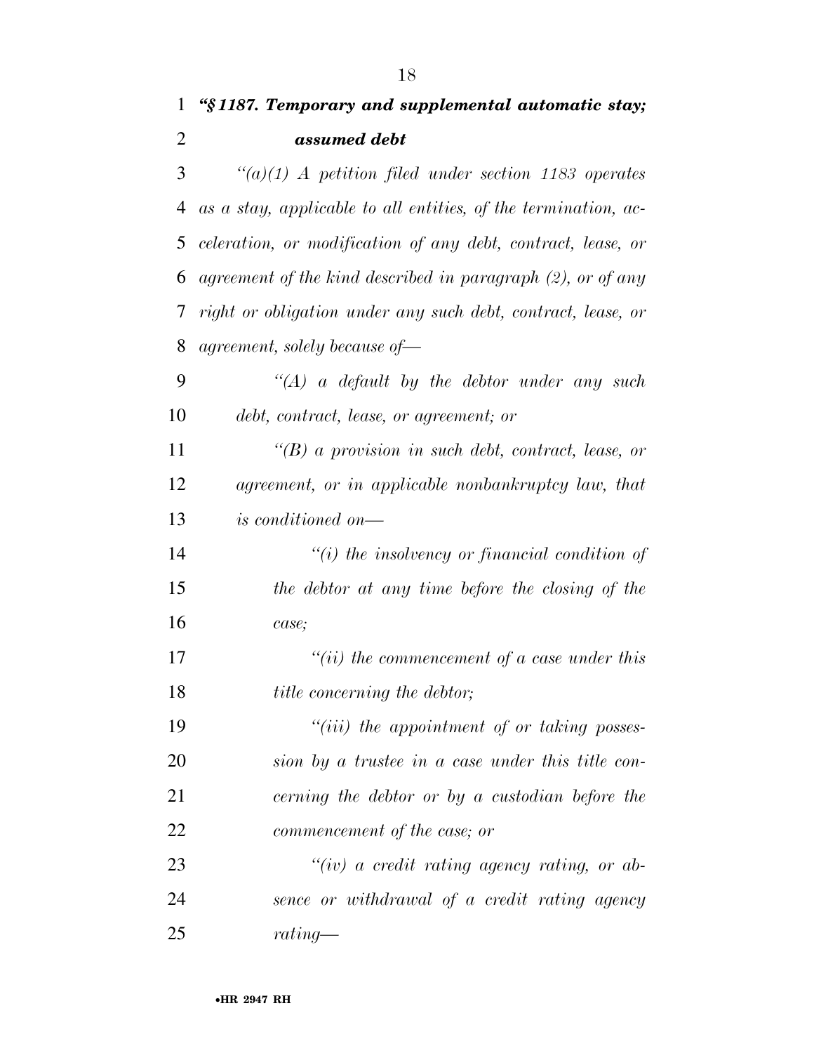***"§ 1187. Temporary and supplemental automatic stay; assumed debt***

*"(a)(1) A petition filed under section 1183 operates as a stay, applicable to all entities, of the termination, acceleration, or modification of any debt, contract, lease, or agreement of the kind described in paragraph (2), or of any right or obligation under any such debt, contract, lease, or agreement, solely because of—*

*"(A) a default by the debtor under any such debt, contract, lease, or agreement; or*

*"(B) a provision in such debt, contract, lease, or agreement, or in applicable nonbankruptcy law, that is conditioned on—*

*"(i) the insolvency or financial condition of the debtor at any time before the closing of the case;*

*"(ii) the commencement of a case under this title concerning the debtor;*

*"(iii) the appointment of or taking possession by a trustee in a case under this title concerning the debtor or by a custodian before the commencement of the case; or*

*"(iv) a credit rating agency rating, or absence or withdrawal of a credit rating agency rating—*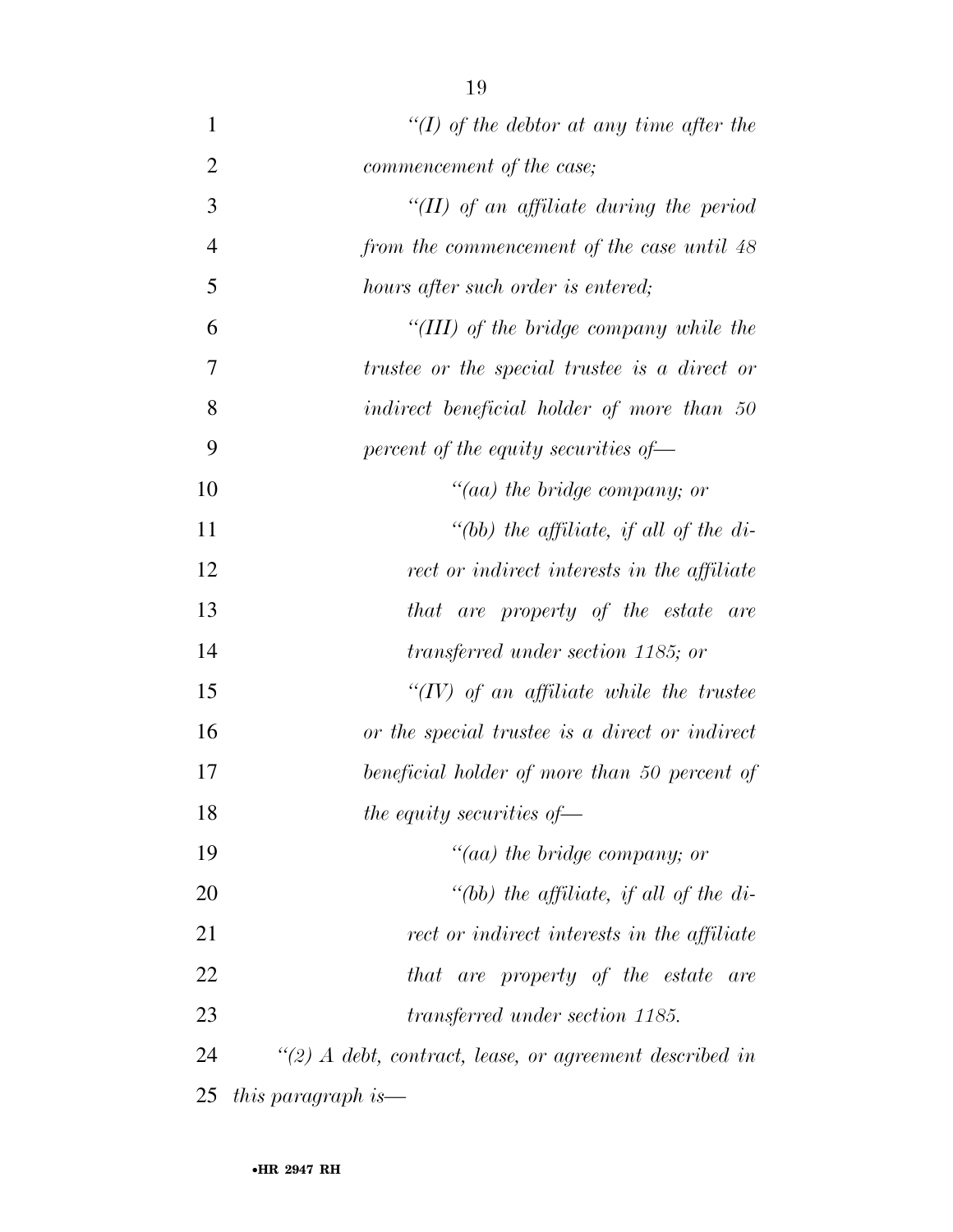*"(I) of the debtor at any time after the commencement of the case;*

*"(II) of an affiliate during the period from the commencement of the case until 48 hours after such order is entered;*

*"(III) of the bridge company while the trustee or the special trustee is a direct or indirect beneficial holder of more than 50 percent of the equity securities of—*

*"(aa) the bridge company; or*

*"(bb) the affiliate, if all of the direct or indirect interests in the affiliate that are property of the estate are transferred under section 1185; or*

*"(IV) of an affiliate while the trustee or the special trustee is a direct or indirect beneficial holder of more than 50 percent of the equity securities of—*

*"(aa) the bridge company; or*

*"(bb) the affiliate, if all of the direct or indirect interests in the affiliate that are property of the estate are transferred under section 1185.*

*"(2) A debt, contract, lease, or agreement described in this paragraph is—*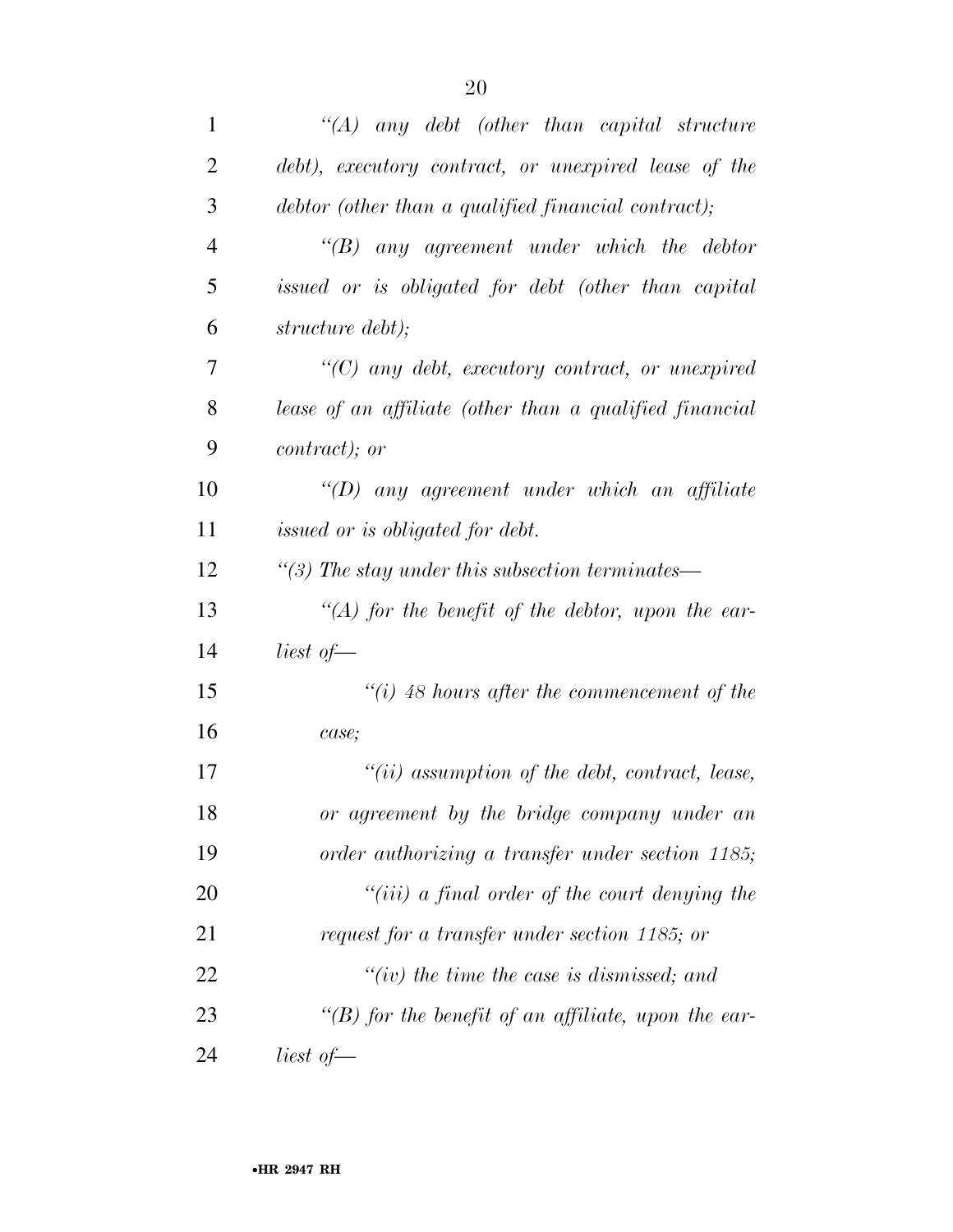*"(A) any debt (other than capital structure debt), executory contract, or unexpired lease of the debtor (other than a qualified financial contract);*

*"(B) any agreement under which the debtor issued or is obligated for debt (other than capital structure debt);*

*"(C) any debt, executory contract, or unexpired lease of an affiliate (other than a qualified financial contract); or*

*"(D) any agreement under which an affiliate issued or is obligated for debt.*

*"(3) The stay under this subsection terminates—*

*"(A) for the benefit of the debtor, upon the earliest of—*

*"(i) 48 hours after the commencement of the case;*

*"(ii) assumption of the debt, contract, lease, or agreement by the bridge company under an order authorizing a transfer under section 1185;*

*"(iii) a final order of the court denying the request for a transfer under section 1185; or*

*"(iv) the time the case is dismissed; and*

*"(B) for the benefit of an affiliate, upon the earliest of—*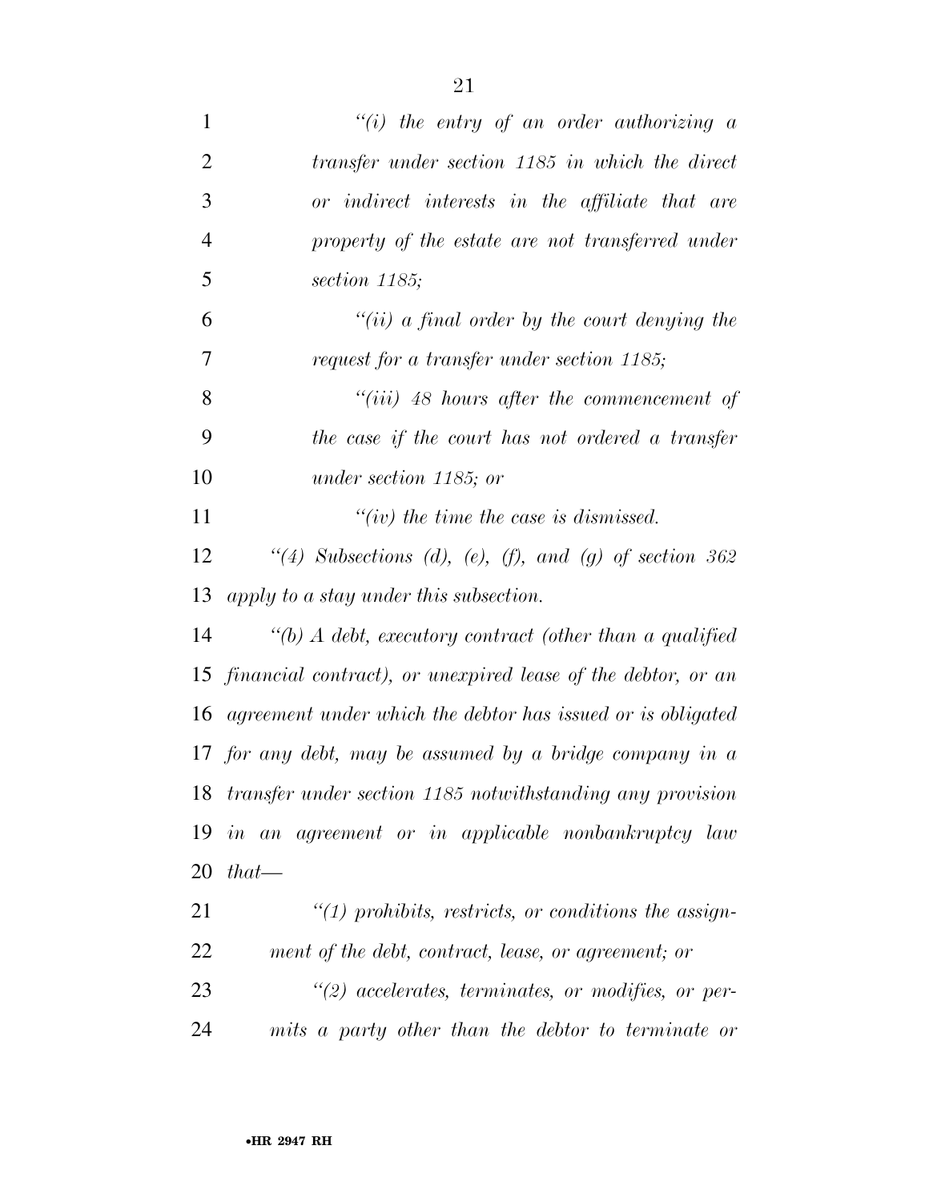*"(i) the entry of an order authorizing a transfer under section 1185 in which the direct or indirect interests in the affiliate that are property of the estate are not transferred under section 1185;*

*"(ii) a final order by the court denying the request for a transfer under section 1185;*

*"(iii) 48 hours after the commencement of the case if the court has not ordered a transfer under section 1185; or*

*"(iv) the time the case is dismissed.*

*"(4) Subsections (d), (e), (f), and (g) of section 362 apply to a stay under this subsection.*

*"(b) A debt, executory contract (other than a qualified financial contract), or unexpired lease of the debtor, or an agreement under which the debtor has issued or is obligated for any debt, may be assumed by a bridge company in a transfer under section 1185 notwithstanding any provision in an agreement or in applicable nonbankruptcy law that—*

*"(1) prohibits, restricts, or conditions the assignment of the debt, contract, lease, or agreement; or*

*"(2) accelerates, terminates, or modifies, or permits a party other than the debtor to terminate or*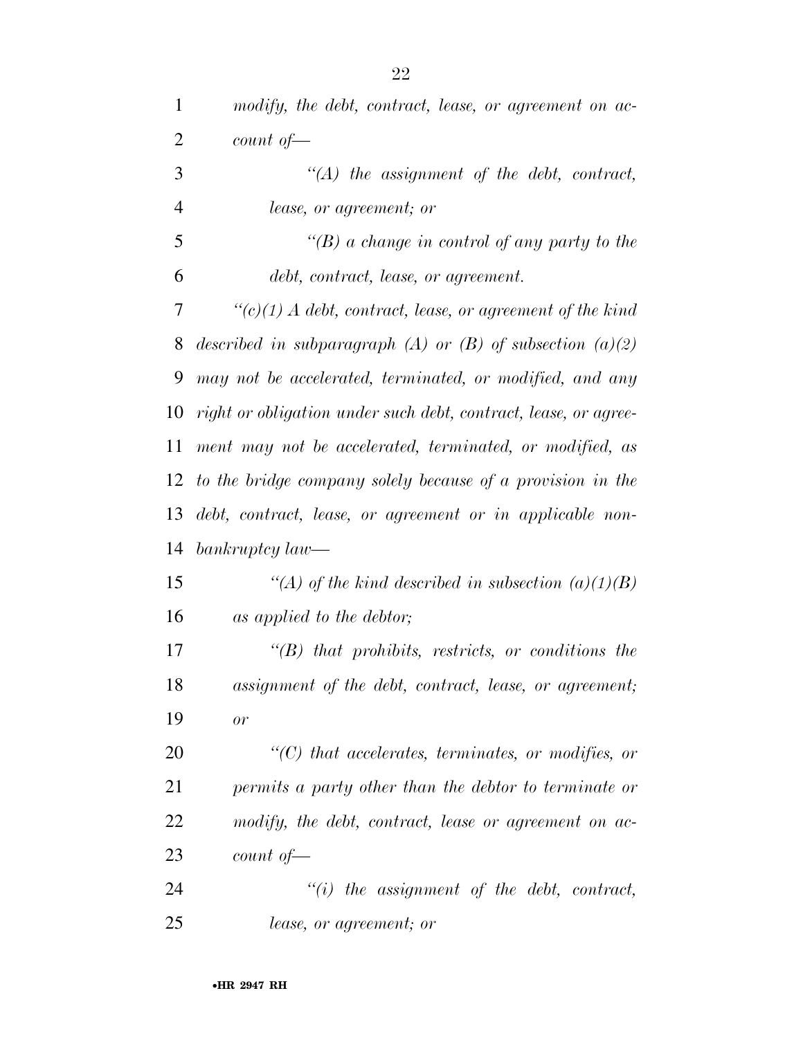*modify, the debt, contract, lease, or agreement on account of—*

*"(A) the assignment of the debt, contract, lease, or agreement; or*

*"(B) a change in control of any party to the debt, contract, lease, or agreement.*

*"(c)(1) A debt, contract, lease, or agreement of the kind described in subparagraph (A) or (B) of subsection (a)(2) may not be accelerated, terminated, or modified, and any right or obligation under such debt, contract, lease, or agreement may not be accelerated, terminated, or modified, as to the bridge company solely because of a provision in the debt, contract, lease, or agreement or in applicable non-bankruptcy law—*

*"(A) of the kind described in subsection (a)(1)(B) as applied to the debtor;*

*"(B) that prohibits, restricts, or conditions the assignment of the debt, contract, lease, or agreement; or*

*"(C) that accelerates, terminates, or modifies, or permits a party other than the debtor to terminate or modify, the debt, contract, lease or agreement on account of—*

*"(i) the assignment of the debt, contract, lease, or agreement; or*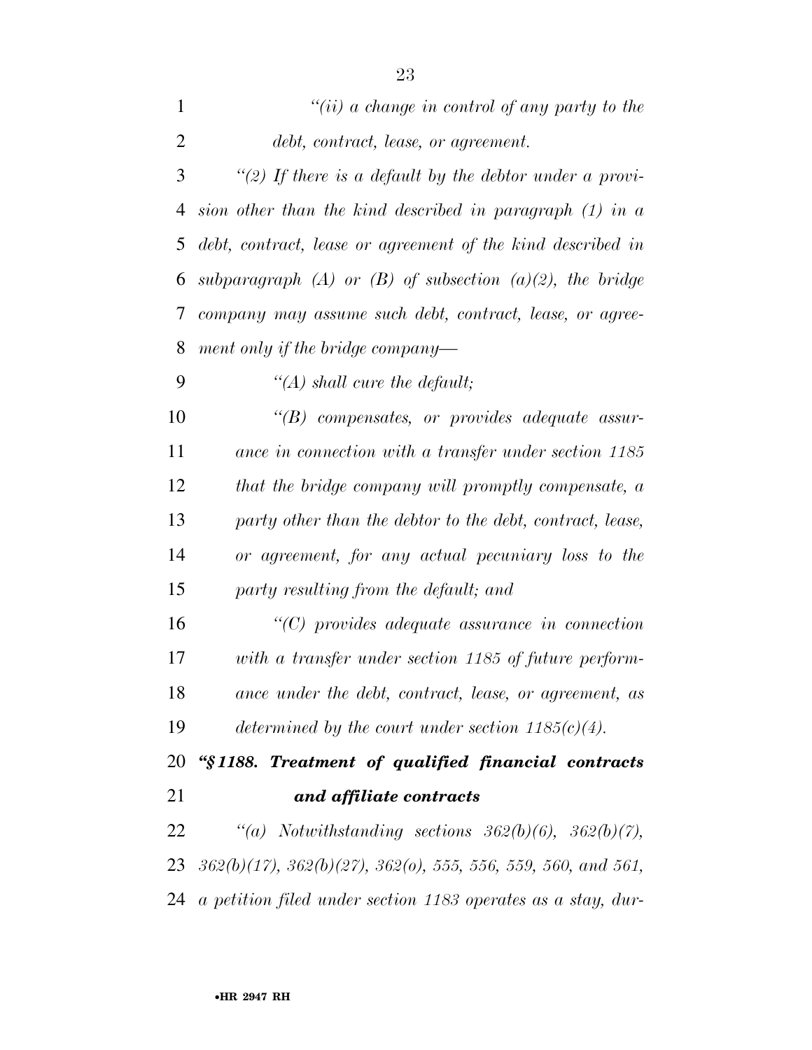*"(ii) a change in control of any party to the debt, contract, lease, or agreement.*

*"(2) If there is a default by the debtor under a provision other than the kind described in paragraph (1) in a debt, contract, lease or agreement of the kind described in subparagraph (A) or (B) of subsection (a)(2), the bridge company may assume such debt, contract, lease, or agreement only if the bridge company—*

*"(A) shall cure the default;*

*"(B) compensates, or provides adequate assurance in connection with a transfer under section 1185 that the bridge company will promptly compensate, a party other than the debtor to the debt, contract, lease, or agreement, for any actual pecuniary loss to the party resulting from the default; and*

*"(C) provides adequate assurance in connection with a transfer under section 1185 of future performance under the debt, contract, lease, or agreement, as determined by the court under section 1185(c)(4).*

### ***"§ 1188. Treatment of qualified financial contracts and affiliate contracts***

*"(a) Notwithstanding sections 362(b)(6), 362(b)(7), 362(b)(17), 362(b)(27), 362(o), 555, 556, 559, 560, and 561, a petition filed under section 1183 operates as a stay, dur-*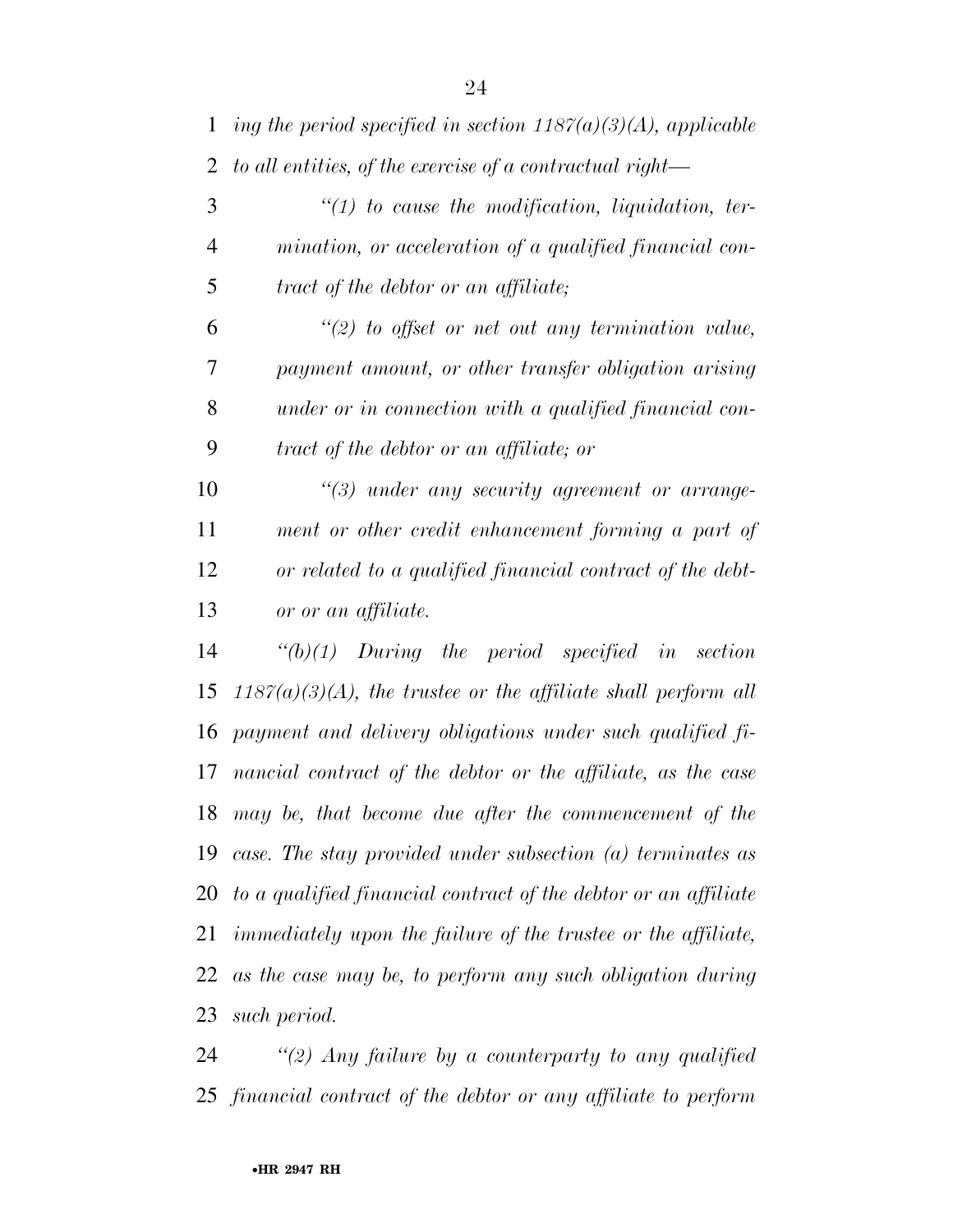*ing the period specified in section 1187(a)(3)(A), applicable to all entities, of the exercise of a contractual right—*

*"(1) to cause the modification, liquidation, termination, or acceleration of a qualified financial contract of the debtor or an affiliate;*

*"(2) to offset or net out any termination value, payment amount, or other transfer obligation arising under or in connection with a qualified financial contract of the debtor or an affiliate; or*

*"(3) under any security agreement or arrangement or other credit enhancement forming a part of or related to a qualified financial contract of the debtor or an affiliate.*

*"(b)(1) During the period specified in section 1187(a)(3)(A), the trustee or the affiliate shall perform all payment and delivery obligations under such qualified financial contract of the debtor or the affiliate, as the case may be, that become due after the commencement of the case. The stay provided under subsection (a) terminates as to a qualified financial contract of the debtor or an affiliate immediately upon the failure of the trustee or the affiliate, as the case may be, to perform any such obligation during such period.*

*"(2) Any failure by a counterparty to any qualified financial contract of the debtor or any affiliate to perform*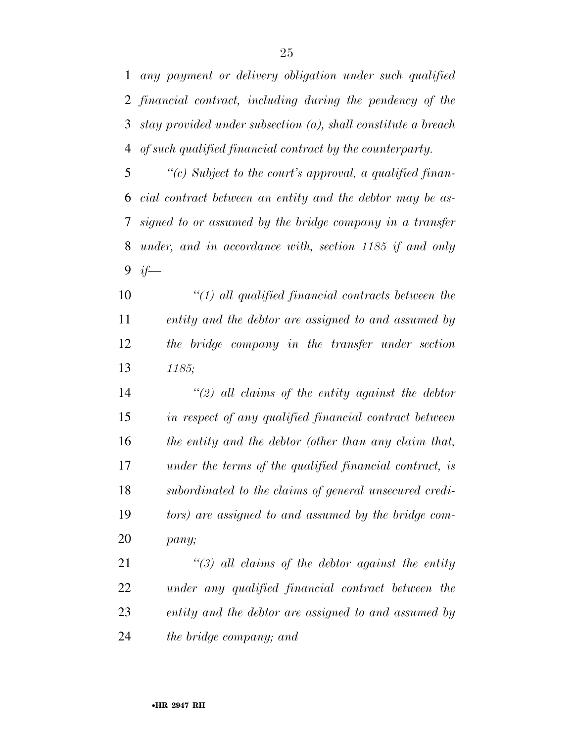*any payment or delivery obligation under such qualified financial contract, including during the pendency of the stay provided under subsection (a), shall constitute a breach of such qualified financial contract by the counterparty.*

*"(c) Subject to the court's approval, a qualified financial contract between an entity and the debtor may be assigned to or assumed by the bridge company in a transfer under, and in accordance with, section 1185 if and only if—*

*"(1) all qualified financial contracts between the entity and the debtor are assigned to and assumed by the bridge company in the transfer under section 1185;*

*"(2) all claims of the entity against the debtor in respect of any qualified financial contract between the entity and the debtor (other than any claim that, under the terms of the qualified financial contract, is subordinated to the claims of general unsecured creditors) are assigned to and assumed by the bridge company;*

*"(3) all claims of the debtor against the entity under any qualified financial contract between the entity and the debtor are assigned to and assumed by the bridge company; and*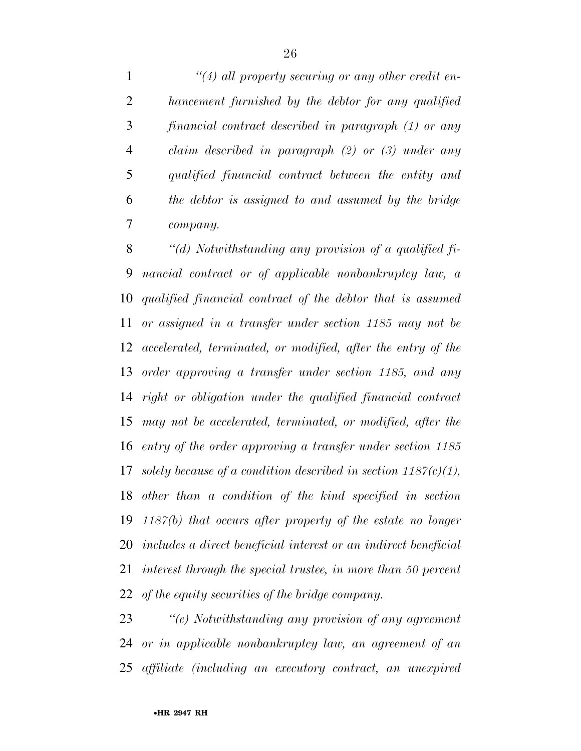*"(4) all property securing or any other credit enhancement furnished by the debtor for any qualified financial contract described in paragraph (1) or any claim described in paragraph (2) or (3) under any qualified financial contract between the entity and the debtor is assigned to and assumed by the bridge company.*

*"(d) Notwithstanding any provision of a qualified financial contract or of applicable nonbankruptcy law, a qualified financial contract of the debtor that is assumed or assigned in a transfer under section 1185 may not be accelerated, terminated, or modified, after the entry of the order approving a transfer under section 1185, and any right or obligation under the qualified financial contract may not be accelerated, terminated, or modified, after the entry of the order approving a transfer under section 1185 solely because of a condition described in section 1187(c)(1), other than a condition of the kind specified in section 1187(b) that occurs after property of the estate no longer includes a direct beneficial interest or an indirect beneficial interest through the special trustee, in more than 50 percent of the equity securities of the bridge company.*

*"(e) Notwithstanding any provision of any agreement or in applicable nonbankruptcy law, an agreement of an affiliate (including an executory contract, an unexpired*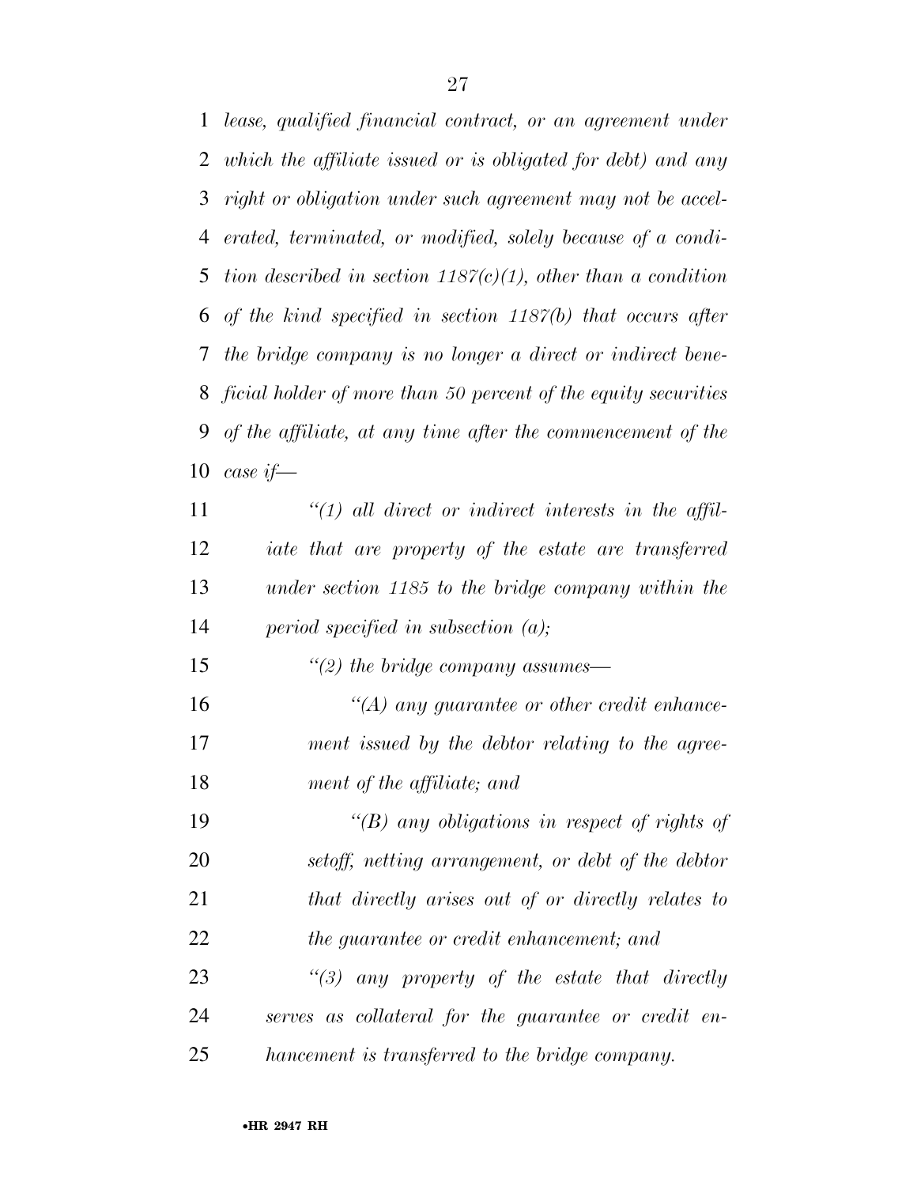*lease, qualified financial contract, or an agreement under which the affiliate issued or is obligated for debt) and any right or obligation under such agreement may not be accelerated, terminated, or modified, solely because of a condition described in section 1187(c)(1), other than a condition of the kind specified in section 1187(b) that occurs after the bridge company is no longer a direct or indirect beneficial holder of more than 50 percent of the equity securities of the affiliate, at any time after the commencement of the case if—*

> *''(1) all direct or indirect interests in the affiliate that are property of the estate are transferred under section 1185 to the bridge company within the period specified in subsection (a);*
>
> *''(2) the bridge company assumes—*
>
> > *''(A) any guarantee or other credit enhancement issued by the debtor relating to the agreement of the affiliate; and*
> >
> > *''(B) any obligations in respect of rights of setoff, netting arrangement, or debt of the debtor that directly arises out of or directly relates to the guarantee or credit enhancement; and*
>
> *''(3) any property of the estate that directly serves as collateral for the guarantee or credit enhancement is transferred to the bridge company.*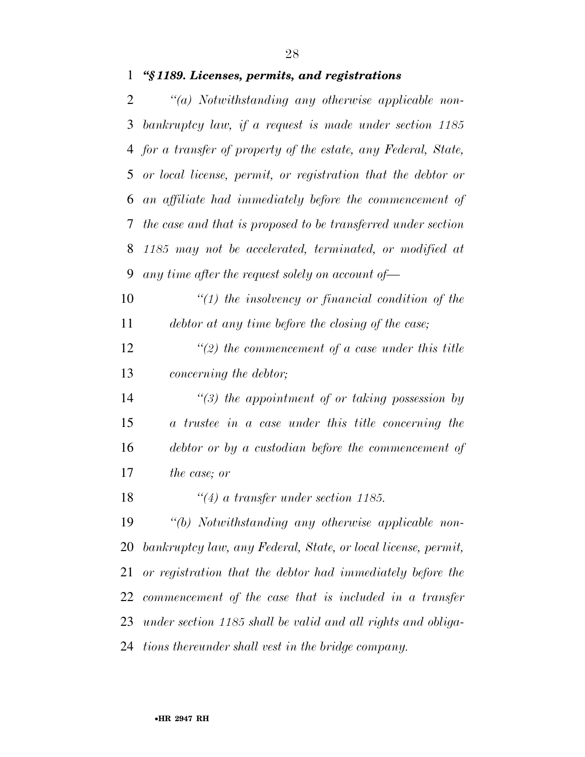***"§ 1189. Licenses, permits, and registrations***

*"(a) Notwithstanding any otherwise applicable non-bankruptcy law, if a request is made under section 1185 for a transfer of property of the estate, any Federal, State, or local license, permit, or registration that the debtor or an affiliate had immediately before the commencement of the case and that is proposed to be transferred under section 1185 may not be accelerated, terminated, or modified at any time after the request solely on account of—*

*"(1) the insolvency or financial condition of the debtor at any time before the closing of the case;*

*"(2) the commencement of a case under this title concerning the debtor;*

*"(3) the appointment of or taking possession by a trustee in a case under this title concerning the debtor or by a custodian before the commencement of the case; or*

*"(4) a transfer under section 1185.*

*"(b) Notwithstanding any otherwise applicable non-bankruptcy law, any Federal, State, or local license, permit, or registration that the debtor had immediately before the commencement of the case that is included in a transfer under section 1185 shall be valid and all rights and obligations thereunder shall vest in the bridge company.*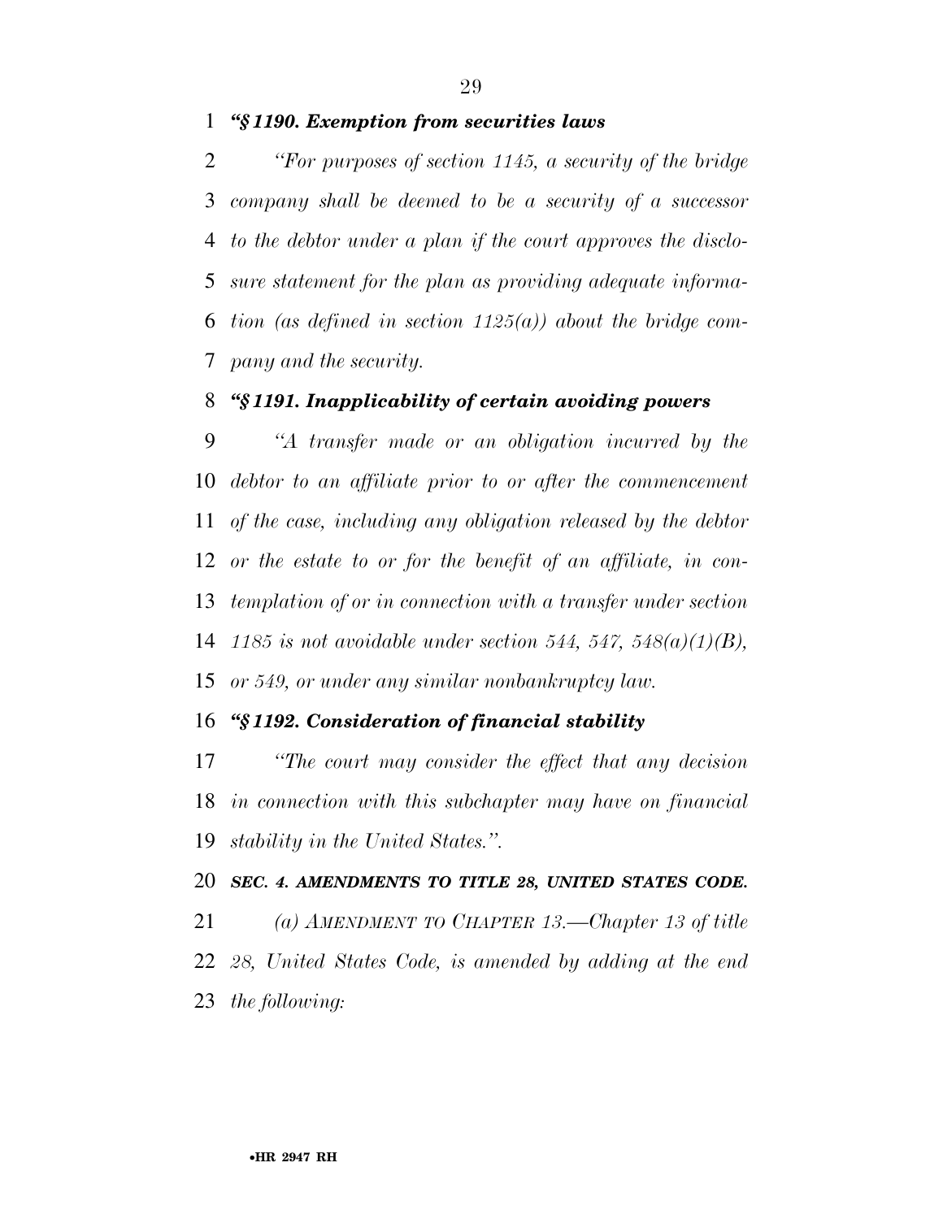***"§ 1190. Exemption from securities laws***

*"For purposes of section 1145, a security of the bridge company shall be deemed to be a security of a successor to the debtor under a plan if the court approves the disclosure statement for the plan as providing adequate information (as defined in section 1125(a)) about the bridge company and the security.*

***"§ 1191. Inapplicability of certain avoiding powers***

*"A transfer made or an obligation incurred by the debtor to an affiliate prior to or after the commencement of the case, including any obligation released by the debtor or the estate to or for the benefit of an affiliate, in contemplation of or in connection with a transfer under section 1185 is not avoidable under section 544, 547, 548(a)(1)(B), or 549, or under any similar nonbankruptcy law.*

***"§ 1192. Consideration of financial stability***

*"The court may consider the effect that any decision in connection with this subchapter may have on financial stability in the United States.".*

***SEC. 4. AMENDMENTS TO TITLE 28, UNITED STATES CODE.***

*(a) AMENDMENT TO CHAPTER 13.—Chapter 13 of title 28, United States Code, is amended by adding at the end the following:*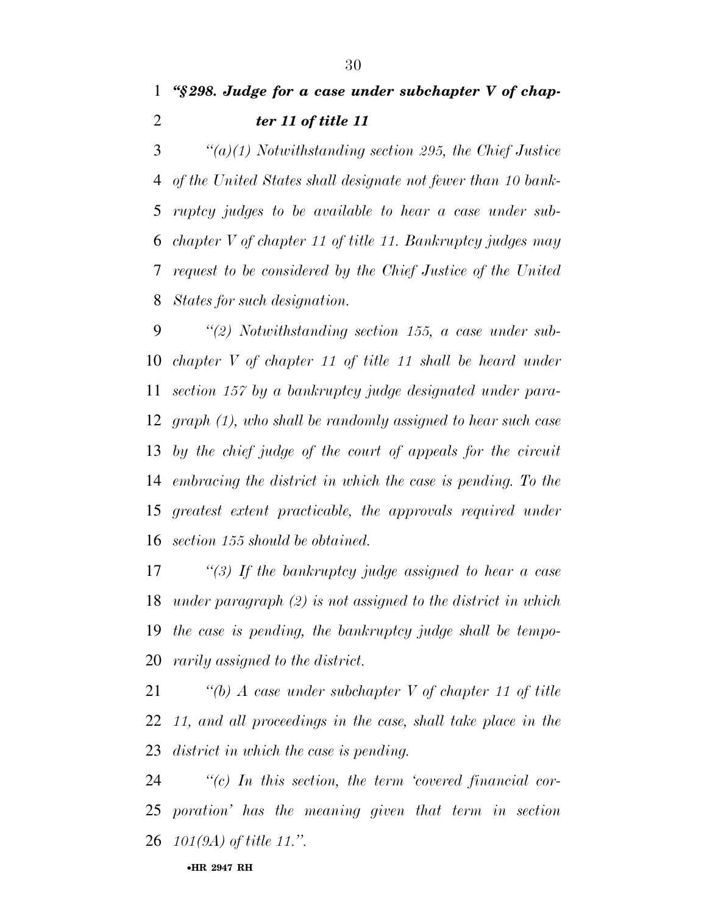***"§ 298. Judge for a case under subchapter V of chapter 11 of title 11***

*"(a)(1) Notwithstanding section 295, the Chief Justice of the United States shall designate not fewer than 10 bankruptcy judges to be available to hear a case under subchapter V of chapter 11 of title 11. Bankruptcy judges may request to be considered by the Chief Justice of the United States for such designation.*

*"(2) Notwithstanding section 155, a case under subchapter V of chapter 11 of title 11 shall be heard under section 157 by a bankruptcy judge designated under paragraph (1), who shall be randomly assigned to hear such case by the chief judge of the court of appeals for the circuit embracing the district in which the case is pending. To the greatest extent practicable, the approvals required under section 155 should be obtained.*

*"(3) If the bankruptcy judge assigned to hear a case under paragraph (2) is not assigned to the district in which the case is pending, the bankruptcy judge shall be temporarily assigned to the district.*

*"(b) A case under subchapter V of chapter 11 of title 11, and all proceedings in the case, shall take place in the district in which the case is pending.*

*"(c) In this section, the term 'covered financial corporation' has the meaning given that term in section 101(9A) of title 11.".*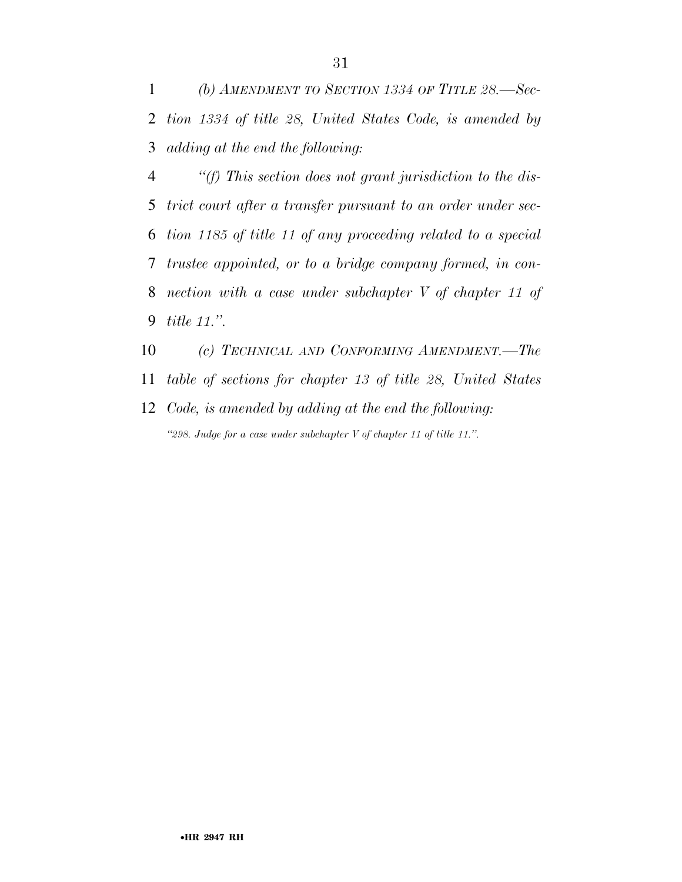*(b) AMENDMENT TO SECTION 1334 OF TITLE 28.—Section 1334 of title 28, United States Code, is amended by adding at the end the following:*

*"(f) This section does not grant jurisdiction to the district court after a transfer pursuant to an order under section 1185 of title 11 of any proceeding related to a special trustee appointed, or to a bridge company formed, in connection with a case under subchapter V of chapter 11 of title 11.".*

*(c) TECHNICAL AND CONFORMING AMENDMENT.—The table of sections for chapter 13 of title 28, United States Code, is amended by adding at the end the following:*

*"298. Judge for a case under subchapter V of chapter 11 of title 11.".*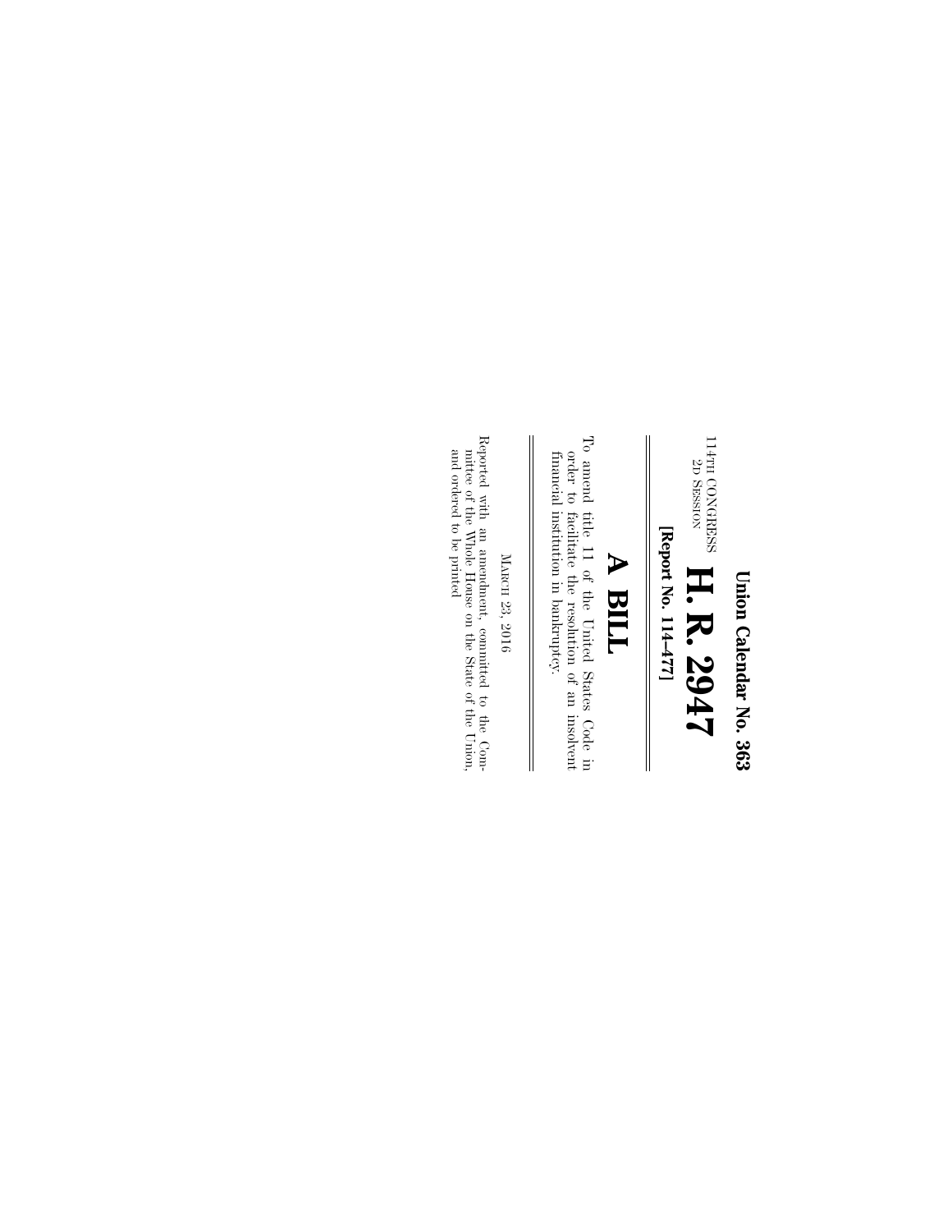Union Calendar No. 363

114TH CONGRESS
2D SESSION

# H. R. 2947

**[Report No. 114–477]**

---

# A BILL

To amend title 11 of the United States Code in order to facilitate the resolution of an insolvent financial institution in bankruptcy.

---

MARCH 23, 2016

Reported with an amendment, committed to the Committee of the Whole House on the State of the Union, and ordered to be printed